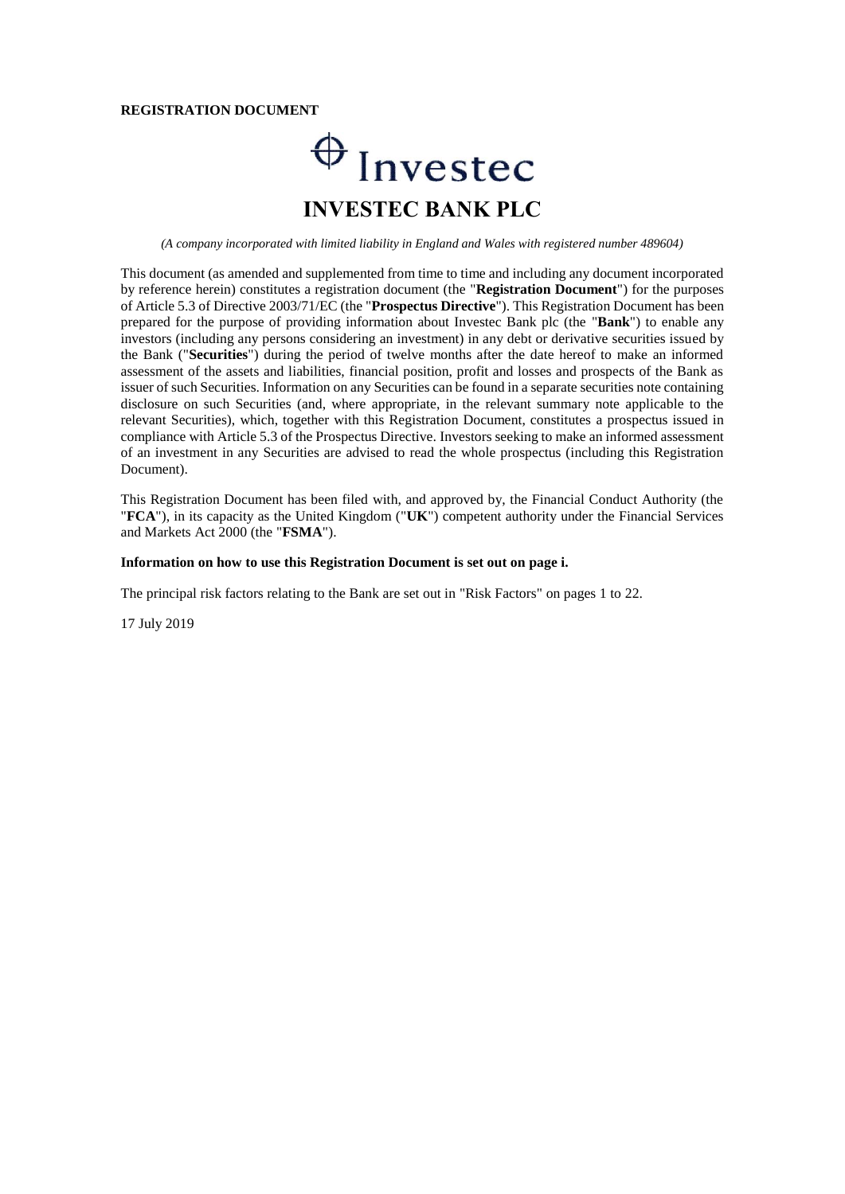**REGISTRATION DOCUMENT**

Investec

# INVESTEC BANK PLC

*(A company incorporated with limited liability in England and Wales with registered number 489604)*

This document (as amended and supplemented from time to time and including any document incorporated by reference herein) constitutes a registration document (the "**Registration Document**") for the purposes of Article 5.3 of Directive 2003/71/EC (the "**Prospectus Directive**"). This Registration Document has been prepared for the purpose of providing information about Investec Bank plc (the "**Bank**") to enable any investors (including any persons considering an investment) in any debt or derivative securities issued by the Bank ("**Securities**") during the period of twelve months after the date hereof to make an informed assessment of the assets and liabilities, financial position, profit and losses and prospects of the Bank as issuer of such Securities. Information on any Securities can be found in a separate securities note containing disclosure on such Securities (and, where appropriate, in the relevant summary note applicable to the relevant Securities), which, together with this Registration Document, constitutes a prospectus issued in compliance with Article 5.3 of the Prospectus Directive. Investors seeking to make an informed assessment of an investment in any Securities are advised to read the whole prospectus (including this Registration Document).

This Registration Document has been filed with, and approved by, the Financial Conduct Authority (the "**FCA**"), in its capacity as the United Kingdom ("**UK**") competent authority under the Financial Services and Markets Act 2000 (the "**FSMA**").

**Information on how to use this Registration Document is set out on page i.**

The principal risk factors relating to the Bank are set out in "Risk Factors" on pages 1 to 22.

17 July 2019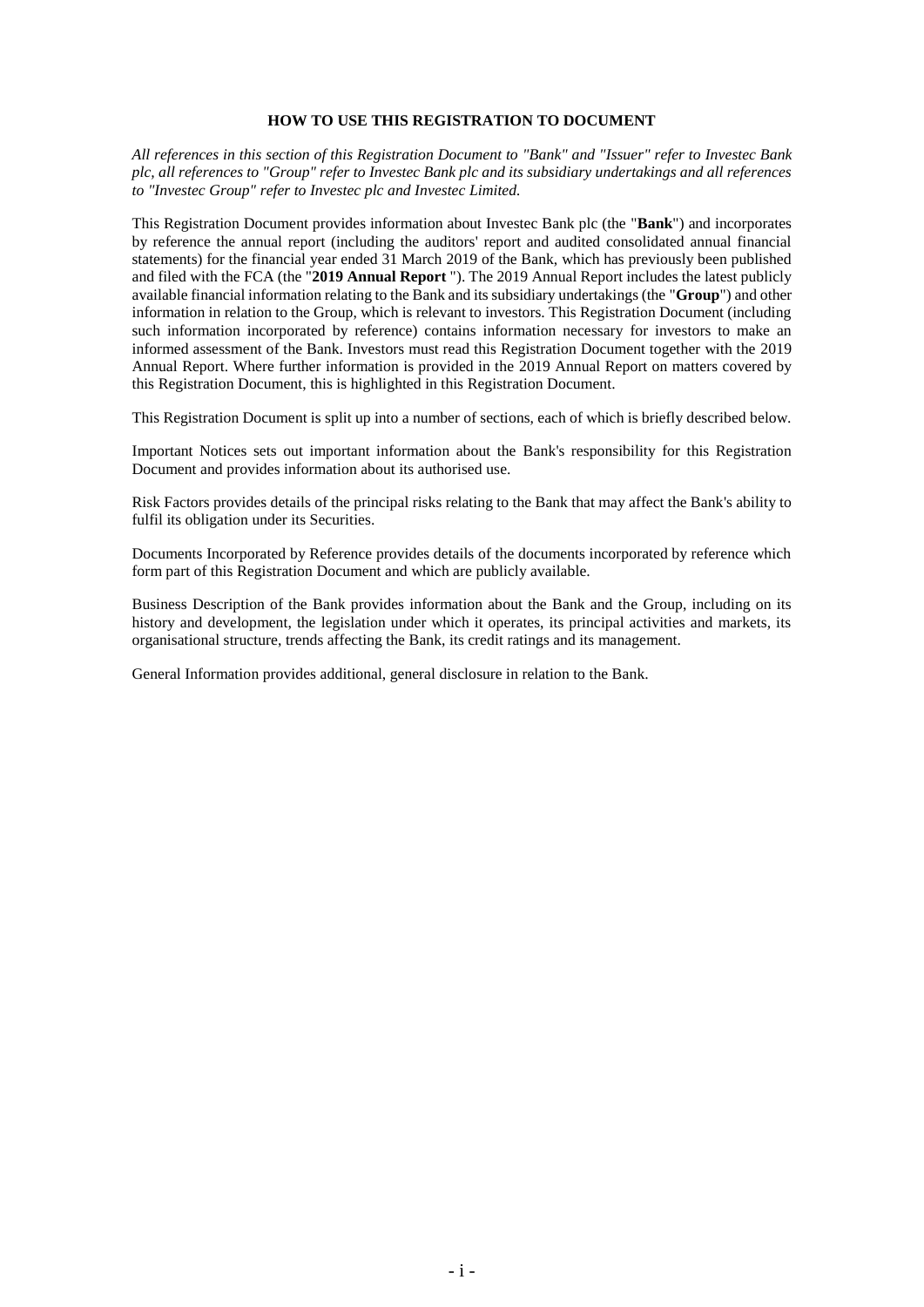## HOW TO USE THIS REGISTRATION TO DOCUMENT

*All references in this section of this Registration Document to "Bank" and "Issuer" refer to Investec Bank plc, all references to "Group" refer to Investec Bank plc and its subsidiary undertakings and all references to "Investec Group" refer to Investec plc and Investec Limited.*

This Registration Document provides information about Investec Bank plc (the "**Bank**") and incorporates by reference the annual report (including the auditors' report and audited consolidated annual financial statements) for the financial year ended 31 March 2019 of the Bank, which has previously been published and filed with the FCA (the "**2019 Annual Report** "). The 2019 Annual Report includes the latest publicly available financial information relating to the Bank and its subsidiary undertakings (the "**Group**") and other information in relation to the Group, which is relevant to investors. This Registration Document (including such information incorporated by reference) contains information necessary for investors to make an informed assessment of the Bank. Investors must read this Registration Document together with the 2019 Annual Report. Where further information is provided in the 2019 Annual Report on matters covered by this Registration Document, this is highlighted in this Registration Document.

This Registration Document is split up into a number of sections, each of which is briefly described below.

Important Notices sets out important information about the Bank's responsibility for this Registration Document and provides information about its authorised use.

Risk Factors provides details of the principal risks relating to the Bank that may affect the Bank's ability to fulfil its obligation under its Securities.

Documents Incorporated by Reference provides details of the documents incorporated by reference which form part of this Registration Document and which are publicly available.

Business Description of the Bank provides information about the Bank and the Group, including on its history and development, the legislation under which it operates, its principal activities and markets, its organisational structure, trends affecting the Bank, its credit ratings and its management.

General Information provides additional, general disclosure in relation to the Bank.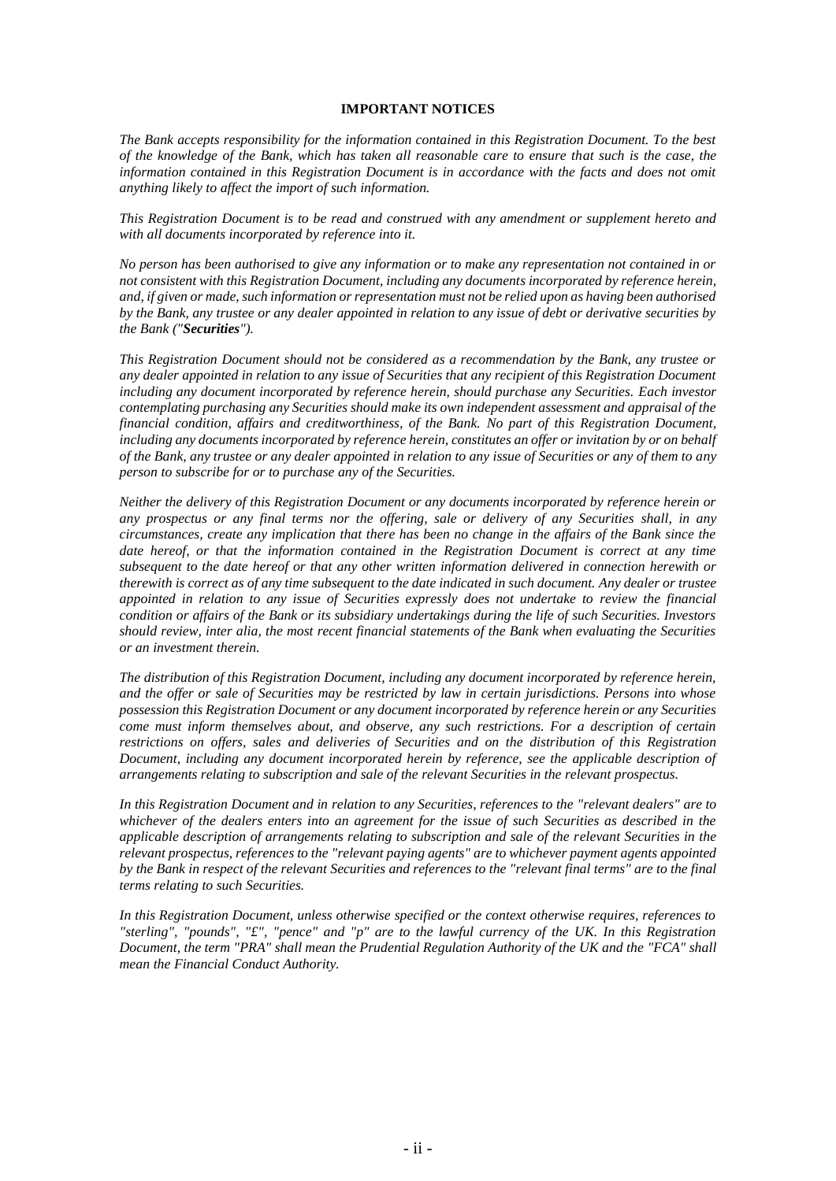## IMPORTANT NOTICES

*The Bank accepts responsibility for the information contained in this Registration Document. To the best of the knowledge of the Bank, which has taken all reasonable care to ensure that such is the case, the information contained in this Registration Document is in accordance with the facts and does not omit anything likely to affect the import of such information.*

*This Registration Document is to be read and construed with any amendment or supplement hereto and with all documents incorporated by reference into it.*

*No person has been authorised to give any information or to make any representation not contained in or not consistent with this Registration Document, including any documents incorporated by reference herein, and, if given or made, such information or representation must not be relied upon as having been authorised by the Bank, any trustee or any dealer appointed in relation to any issue of debt or derivative securities by the Bank ("**Securities**").*

*This Registration Document should not be considered as a recommendation by the Bank, any trustee or any dealer appointed in relation to any issue of Securities that any recipient of this Registration Document including any document incorporated by reference herein, should purchase any Securities. Each investor contemplating purchasing any Securities should make its own independent assessment and appraisal of the financial condition, affairs and creditworthiness, of the Bank. No part of this Registration Document, including any documents incorporated by reference herein, constitutes an offer or invitation by or on behalf of the Bank, any trustee or any dealer appointed in relation to any issue of Securities or any of them to any person to subscribe for or to purchase any of the Securities.*

*Neither the delivery of this Registration Document or any documents incorporated by reference herein or any prospectus or any final terms nor the offering, sale or delivery of any Securities shall, in any circumstances, create any implication that there has been no change in the affairs of the Bank since the date hereof, or that the information contained in the Registration Document is correct at any time subsequent to the date hereof or that any other written information delivered in connection herewith or therewith is correct as of any time subsequent to the date indicated in such document. Any dealer or trustee appointed in relation to any issue of Securities expressly does not undertake to review the financial condition or affairs of the Bank or its subsidiary undertakings during the life of such Securities. Investors should review, inter alia, the most recent financial statements of the Bank when evaluating the Securities or an investment therein.*

*The distribution of this Registration Document, including any document incorporated by reference herein, and the offer or sale of Securities may be restricted by law in certain jurisdictions. Persons into whose possession this Registration Document or any document incorporated by reference herein or any Securities come must inform themselves about, and observe, any such restrictions. For a description of certain restrictions on offers, sales and deliveries of Securities and on the distribution of this Registration Document, including any document incorporated herein by reference, see the applicable description of arrangements relating to subscription and sale of the relevant Securities in the relevant prospectus.*

*In this Registration Document and in relation to any Securities, references to the "relevant dealers" are to whichever of the dealers enters into an agreement for the issue of such Securities as described in the applicable description of arrangements relating to subscription and sale of the relevant Securities in the relevant prospectus, references to the "relevant paying agents" are to whichever payment agents appointed by the Bank in respect of the relevant Securities and references to the "relevant final terms" are to the final terms relating to such Securities.*

*In this Registration Document, unless otherwise specified or the context otherwise requires, references to "sterling", "pounds", "£", "pence" and "p" are to the lawful currency of the UK. In this Registration Document, the term "PRA" shall mean the Prudential Regulation Authority of the UK and the "FCA" shall mean the Financial Conduct Authority.*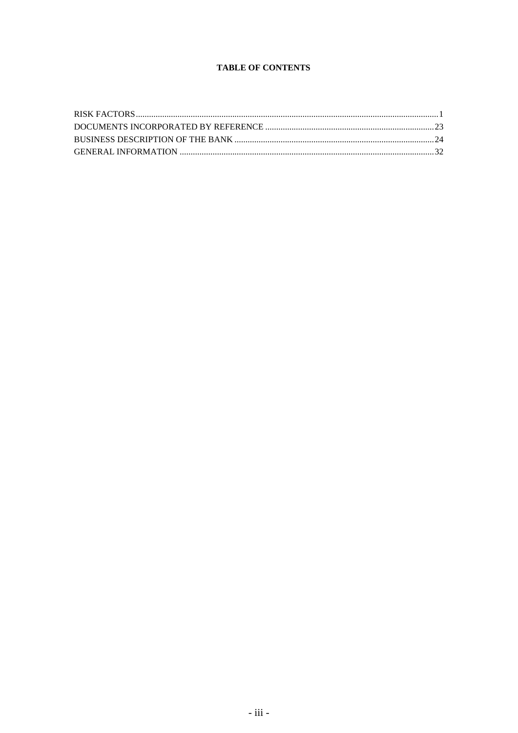**TABLE OF CONTENTS**

| | |
|---|---|
| RISK FACTORS | 1 |
| DOCUMENTS INCORPORATED BY REFERENCE | 23 |
| BUSINESS DESCRIPTION OF THE BANK | 24 |
| GENERAL INFORMATION | 32 |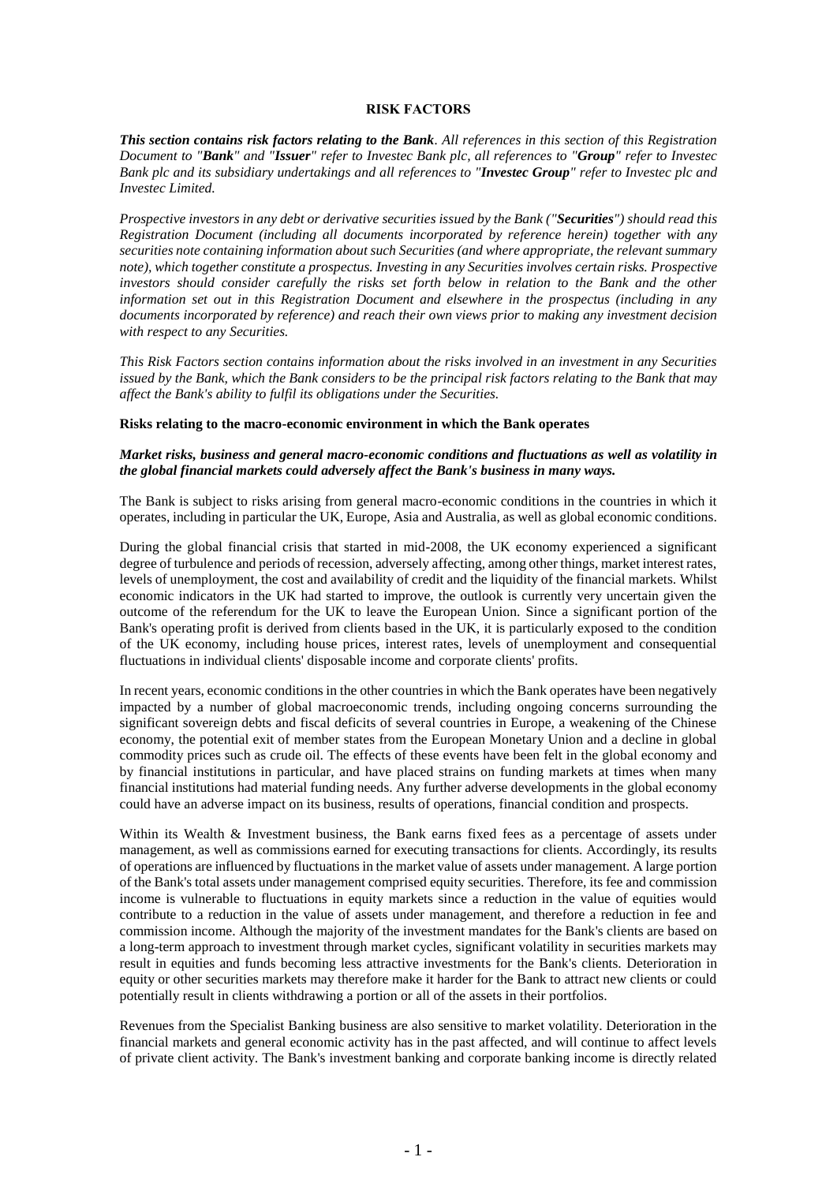# RISK FACTORS

***This section contains risk factors relating to the Bank**. All references in this section of this Registration Document to "**Bank**" and "**Issuer**" refer to Investec Bank plc, all references to "**Group**" refer to Investec Bank plc and its subsidiary undertakings and all references to "**Investec Group**" refer to Investec plc and Investec Limited.*

*Prospective investors in any debt or derivative securities issued by the Bank ("**Securities**") should read this Registration Document (including all documents incorporated by reference herein) together with any securities note containing information about such Securities (and where appropriate, the relevant summary note), which together constitute a prospectus. Investing in any Securities involves certain risks. Prospective investors should consider carefully the risks set forth below in relation to the Bank and the other information set out in this Registration Document and elsewhere in the prospectus (including in any documents incorporated by reference) and reach their own views prior to making any investment decision with respect to any Securities.*

*This Risk Factors section contains information about the risks involved in an investment in any Securities issued by the Bank, which the Bank considers to be the principal risk factors relating to the Bank that may affect the Bank's ability to fulfil its obligations under the Securities.*

## Risks relating to the macro-economic environment in which the Bank operates

***Market risks, business and general macro-economic conditions and fluctuations as well as volatility in the global financial markets could adversely affect the Bank's business in many ways.***

The Bank is subject to risks arising from general macro-economic conditions in the countries in which it operates, including in particular the UK, Europe, Asia and Australia, as well as global economic conditions.

During the global financial crisis that started in mid-2008, the UK economy experienced a significant degree of turbulence and periods of recession, adversely affecting, among other things, market interest rates, levels of unemployment, the cost and availability of credit and the liquidity of the financial markets. Whilst economic indicators in the UK had started to improve, the outlook is currently very uncertain given the outcome of the referendum for the UK to leave the European Union. Since a significant portion of the Bank's operating profit is derived from clients based in the UK, it is particularly exposed to the condition of the UK economy, including house prices, interest rates, levels of unemployment and consequential fluctuations in individual clients' disposable income and corporate clients' profits.

In recent years, economic conditions in the other countries in which the Bank operates have been negatively impacted by a number of global macroeconomic trends, including ongoing concerns surrounding the significant sovereign debts and fiscal deficits of several countries in Europe, a weakening of the Chinese economy, the potential exit of member states from the European Monetary Union and a decline in global commodity prices such as crude oil. The effects of these events have been felt in the global economy and by financial institutions in particular, and have placed strains on funding markets at times when many financial institutions had material funding needs. Any further adverse developments in the global economy could have an adverse impact on its business, results of operations, financial condition and prospects.

Within its Wealth & Investment business, the Bank earns fixed fees as a percentage of assets under management, as well as commissions earned for executing transactions for clients. Accordingly, its results of operations are influenced by fluctuations in the market value of assets under management. A large portion of the Bank's total assets under management comprised equity securities. Therefore, its fee and commission income is vulnerable to fluctuations in equity markets since a reduction in the value of equities would contribute to a reduction in the value of assets under management, and therefore a reduction in fee and commission income. Although the majority of the investment mandates for the Bank's clients are based on a long-term approach to investment through market cycles, significant volatility in securities markets may result in equities and funds becoming less attractive investments for the Bank's clients. Deterioration in equity or other securities markets may therefore make it harder for the Bank to attract new clients or could potentially result in clients withdrawing a portion or all of the assets in their portfolios.

Revenues from the Specialist Banking business are also sensitive to market volatility. Deterioration in the financial markets and general economic activity has in the past affected, and will continue to affect levels of private client activity. The Bank's investment banking and corporate banking income is directly related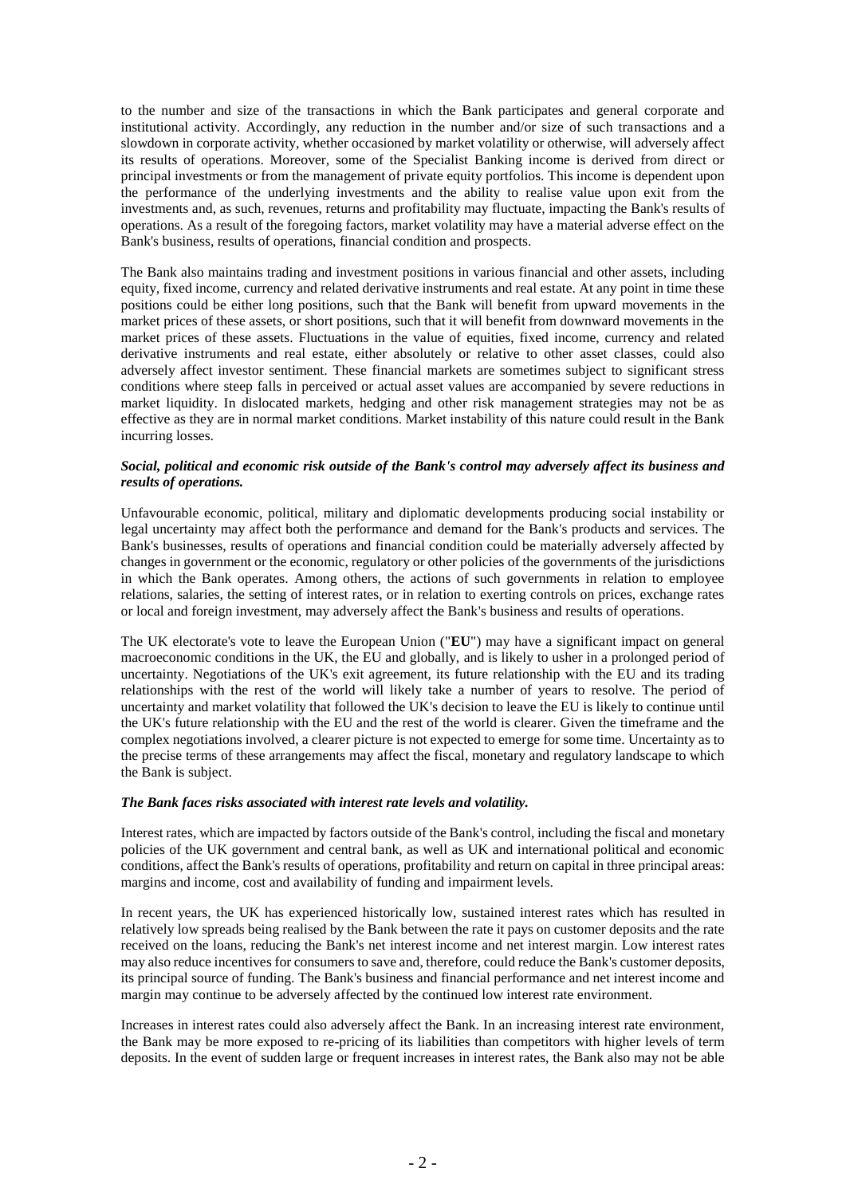to the number and size of the transactions in which the Bank participates and general corporate and institutional activity. Accordingly, any reduction in the number and/or size of such transactions and a slowdown in corporate activity, whether occasioned by market volatility or otherwise, will adversely affect its results of operations. Moreover, some of the Specialist Banking income is derived from direct or principal investments or from the management of private equity portfolios. This income is dependent upon the performance of the underlying investments and the ability to realise value upon exit from the investments and, as such, revenues, returns and profitability may fluctuate, impacting the Bank's results of operations. As a result of the foregoing factors, market volatility may have a material adverse effect on the Bank's business, results of operations, financial condition and prospects.

The Bank also maintains trading and investment positions in various financial and other assets, including equity, fixed income, currency and related derivative instruments and real estate. At any point in time these positions could be either long positions, such that the Bank will benefit from upward movements in the market prices of these assets, or short positions, such that it will benefit from downward movements in the market prices of these assets. Fluctuations in the value of equities, fixed income, currency and related derivative instruments and real estate, either absolutely or relative to other asset classes, could also adversely affect investor sentiment. These financial markets are sometimes subject to significant stress conditions where steep falls in perceived or actual asset values are accompanied by severe reductions in market liquidity. In dislocated markets, hedging and other risk management strategies may not be as effective as they are in normal market conditions. Market instability of this nature could result in the Bank incurring losses.

***Social, political and economic risk outside of the Bank's control may adversely affect its business and results of operations.***

Unfavourable economic, political, military and diplomatic developments producing social instability or legal uncertainty may affect both the performance and demand for the Bank's products and services. The Bank's businesses, results of operations and financial condition could be materially adversely affected by changes in government or the economic, regulatory or other policies of the governments of the jurisdictions in which the Bank operates. Among others, the actions of such governments in relation to employee relations, salaries, the setting of interest rates, or in relation to exerting controls on prices, exchange rates or local and foreign investment, may adversely affect the Bank's business and results of operations.

The UK electorate's vote to leave the European Union ("**EU**") may have a significant impact on general macroeconomic conditions in the UK, the EU and globally, and is likely to usher in a prolonged period of uncertainty. Negotiations of the UK's exit agreement, its future relationship with the EU and its trading relationships with the rest of the world will likely take a number of years to resolve. The period of uncertainty and market volatility that followed the UK's decision to leave the EU is likely to continue until the UK's future relationship with the EU and the rest of the world is clearer. Given the timeframe and the complex negotiations involved, a clearer picture is not expected to emerge for some time. Uncertainty as to the precise terms of these arrangements may affect the fiscal, monetary and regulatory landscape to which the Bank is subject.

***The Bank faces risks associated with interest rate levels and volatility.***

Interest rates, which are impacted by factors outside of the Bank's control, including the fiscal and monetary policies of the UK government and central bank, as well as UK and international political and economic conditions, affect the Bank's results of operations, profitability and return on capital in three principal areas: margins and income, cost and availability of funding and impairment levels.

In recent years, the UK has experienced historically low, sustained interest rates which has resulted in relatively low spreads being realised by the Bank between the rate it pays on customer deposits and the rate received on the loans, reducing the Bank's net interest income and net interest margin. Low interest rates may also reduce incentives for consumers to save and, therefore, could reduce the Bank's customer deposits, its principal source of funding. The Bank's business and financial performance and net interest income and margin may continue to be adversely affected by the continued low interest rate environment.

Increases in interest rates could also adversely affect the Bank. In an increasing interest rate environment, the Bank may be more exposed to re-pricing of its liabilities than competitors with higher levels of term deposits. In the event of sudden large or frequent increases in interest rates, the Bank also may not be able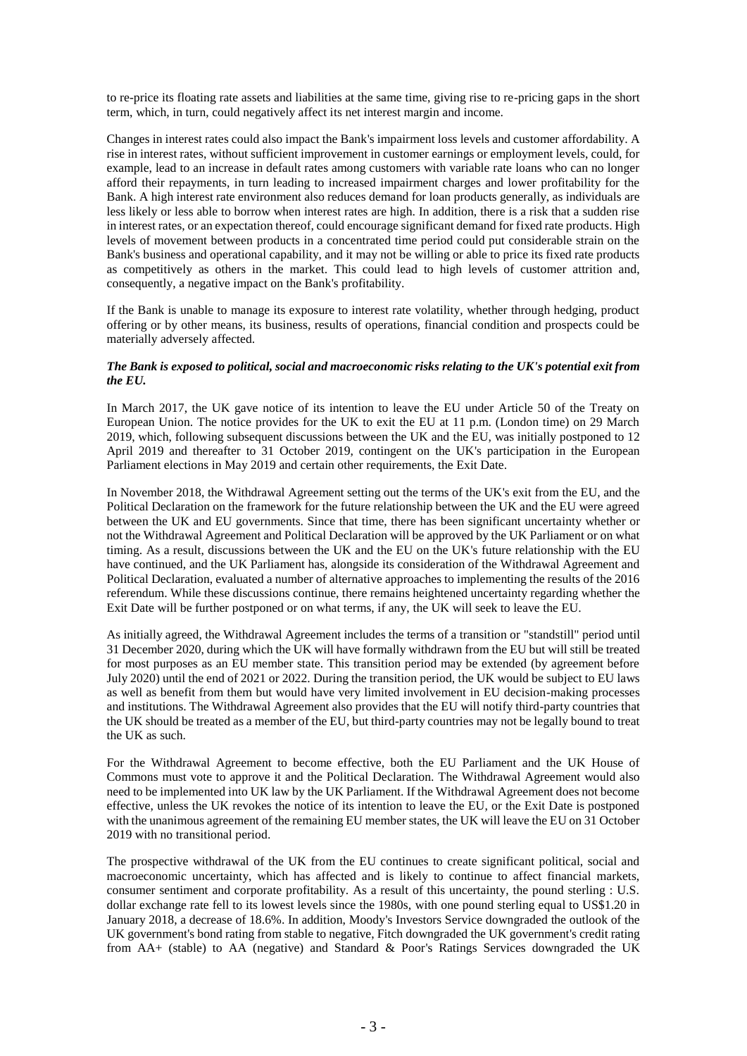to re-price its floating rate assets and liabilities at the same time, giving rise to re-pricing gaps in the short term, which, in turn, could negatively affect its net interest margin and income.

Changes in interest rates could also impact the Bank's impairment loss levels and customer affordability. A rise in interest rates, without sufficient improvement in customer earnings or employment levels, could, for example, lead to an increase in default rates among customers with variable rate loans who can no longer afford their repayments, in turn leading to increased impairment charges and lower profitability for the Bank. A high interest rate environment also reduces demand for loan products generally, as individuals are less likely or less able to borrow when interest rates are high. In addition, there is a risk that a sudden rise in interest rates, or an expectation thereof, could encourage significant demand for fixed rate products. High levels of movement between products in a concentrated time period could put considerable strain on the Bank's business and operational capability, and it may not be willing or able to price its fixed rate products as competitively as others in the market. This could lead to high levels of customer attrition and, consequently, a negative impact on the Bank's profitability.

If the Bank is unable to manage its exposure to interest rate volatility, whether through hedging, product offering or by other means, its business, results of operations, financial condition and prospects could be materially adversely affected.

***The Bank is exposed to political, social and macroeconomic risks relating to the UK's potential exit from the EU.***

In March 2017, the UK gave notice of its intention to leave the EU under Article 50 of the Treaty on European Union. The notice provides for the UK to exit the EU at 11 p.m. (London time) on 29 March 2019, which, following subsequent discussions between the UK and the EU, was initially postponed to 12 April 2019 and thereafter to 31 October 2019, contingent on the UK's participation in the European Parliament elections in May 2019 and certain other requirements, the Exit Date.

In November 2018, the Withdrawal Agreement setting out the terms of the UK's exit from the EU, and the Political Declaration on the framework for the future relationship between the UK and the EU were agreed between the UK and EU governments. Since that time, there has been significant uncertainty whether or not the Withdrawal Agreement and Political Declaration will be approved by the UK Parliament or on what timing. As a result, discussions between the UK and the EU on the UK's future relationship with the EU have continued, and the UK Parliament has, alongside its consideration of the Withdrawal Agreement and Political Declaration, evaluated a number of alternative approaches to implementing the results of the 2016 referendum. While these discussions continue, there remains heightened uncertainty regarding whether the Exit Date will be further postponed or on what terms, if any, the UK will seek to leave the EU.

As initially agreed, the Withdrawal Agreement includes the terms of a transition or "standstill" period until 31 December 2020, during which the UK will have formally withdrawn from the EU but will still be treated for most purposes as an EU member state. This transition period may be extended (by agreement before July 2020) until the end of 2021 or 2022. During the transition period, the UK would be subject to EU laws as well as benefit from them but would have very limited involvement in EU decision-making processes and institutions. The Withdrawal Agreement also provides that the EU will notify third-party countries that the UK should be treated as a member of the EU, but third-party countries may not be legally bound to treat the UK as such.

For the Withdrawal Agreement to become effective, both the EU Parliament and the UK House of Commons must vote to approve it and the Political Declaration. The Withdrawal Agreement would also need to be implemented into UK law by the UK Parliament. If the Withdrawal Agreement does not become effective, unless the UK revokes the notice of its intention to leave the EU, or the Exit Date is postponed with the unanimous agreement of the remaining EU member states, the UK will leave the EU on 31 October 2019 with no transitional period.

The prospective withdrawal of the UK from the EU continues to create significant political, social and macroeconomic uncertainty, which has affected and is likely to continue to affect financial markets, consumer sentiment and corporate profitability. As a result of this uncertainty, the pound sterling : U.S. dollar exchange rate fell to its lowest levels since the 1980s, with one pound sterling equal to US$1.20 in January 2018, a decrease of 18.6%. In addition, Moody's Investors Service downgraded the outlook of the UK government's bond rating from stable to negative, Fitch downgraded the UK government's credit rating from AA+ (stable) to AA (negative) and Standard & Poor's Ratings Services downgraded the UK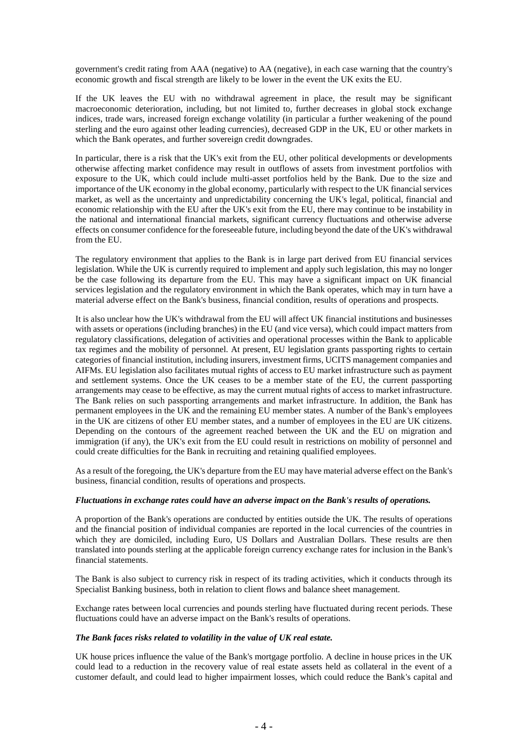government's credit rating from AAA (negative) to AA (negative), in each case warning that the country's economic growth and fiscal strength are likely to be lower in the event the UK exits the EU.

If the UK leaves the EU with no withdrawal agreement in place, the result may be significant macroeconomic deterioration, including, but not limited to, further decreases in global stock exchange indices, trade wars, increased foreign exchange volatility (in particular a further weakening of the pound sterling and the euro against other leading currencies), decreased GDP in the UK, EU or other markets in which the Bank operates, and further sovereign credit downgrades.

In particular, there is a risk that the UK's exit from the EU, other political developments or developments otherwise affecting market confidence may result in outflows of assets from investment portfolios with exposure to the UK, which could include multi-asset portfolios held by the Bank. Due to the size and importance of the UK economy in the global economy, particularly with respect to the UK financial services market, as well as the uncertainty and unpredictability concerning the UK's legal, political, financial and economic relationship with the EU after the UK's exit from the EU, there may continue to be instability in the national and international financial markets, significant currency fluctuations and otherwise adverse effects on consumer confidence for the foreseeable future, including beyond the date of the UK's withdrawal from the EU.

The regulatory environment that applies to the Bank is in large part derived from EU financial services legislation. While the UK is currently required to implement and apply such legislation, this may no longer be the case following its departure from the EU. This may have a significant impact on UK financial services legislation and the regulatory environment in which the Bank operates, which may in turn have a material adverse effect on the Bank's business, financial condition, results of operations and prospects.

It is also unclear how the UK's withdrawal from the EU will affect UK financial institutions and businesses with assets or operations (including branches) in the EU (and vice versa), which could impact matters from regulatory classifications, delegation of activities and operational processes within the Bank to applicable tax regimes and the mobility of personnel. At present, EU legislation grants passporting rights to certain categories of financial institution, including insurers, investment firms, UCITS management companies and AIFMs. EU legislation also facilitates mutual rights of access to EU market infrastructure such as payment and settlement systems. Once the UK ceases to be a member state of the EU, the current passporting arrangements may cease to be effective, as may the current mutual rights of access to market infrastructure. The Bank relies on such passporting arrangements and market infrastructure. In addition, the Bank has permanent employees in the UK and the remaining EU member states. A number of the Bank's employees in the UK are citizens of other EU member states, and a number of employees in the EU are UK citizens. Depending on the contours of the agreement reached between the UK and the EU on migration and immigration (if any), the UK's exit from the EU could result in restrictions on mobility of personnel and could create difficulties for the Bank in recruiting and retaining qualified employees.

As a result of the foregoing, the UK's departure from the EU may have material adverse effect on the Bank's business, financial condition, results of operations and prospects.

***Fluctuations in exchange rates could have an adverse impact on the Bank's results of operations.***

A proportion of the Bank's operations are conducted by entities outside the UK. The results of operations and the financial position of individual companies are reported in the local currencies of the countries in which they are domiciled, including Euro, US Dollars and Australian Dollars. These results are then translated into pounds sterling at the applicable foreign currency exchange rates for inclusion in the Bank's financial statements.

The Bank is also subject to currency risk in respect of its trading activities, which it conducts through its Specialist Banking business, both in relation to client flows and balance sheet management.

Exchange rates between local currencies and pounds sterling have fluctuated during recent periods. These fluctuations could have an adverse impact on the Bank's results of operations.

***The Bank faces risks related to volatility in the value of UK real estate.***

UK house prices influence the value of the Bank's mortgage portfolio. A decline in house prices in the UK could lead to a reduction in the recovery value of real estate assets held as collateral in the event of a customer default, and could lead to higher impairment losses, which could reduce the Bank's capital and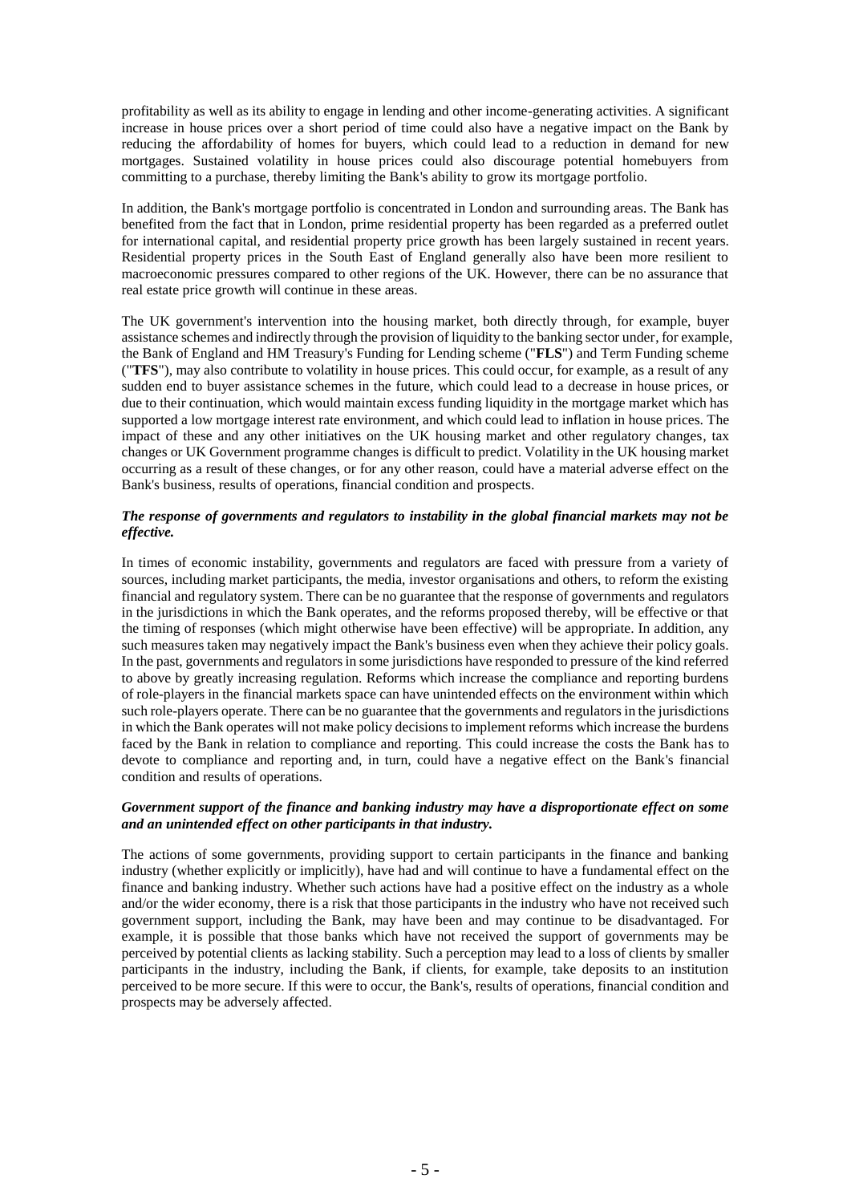profitability as well as its ability to engage in lending and other income-generating activities. A significant increase in house prices over a short period of time could also have a negative impact on the Bank by reducing the affordability of homes for buyers, which could lead to a reduction in demand for new mortgages. Sustained volatility in house prices could also discourage potential homebuyers from committing to a purchase, thereby limiting the Bank's ability to grow its mortgage portfolio.

In addition, the Bank's mortgage portfolio is concentrated in London and surrounding areas. The Bank has benefited from the fact that in London, prime residential property has been regarded as a preferred outlet for international capital, and residential property price growth has been largely sustained in recent years. Residential property prices in the South East of England generally also have been more resilient to macroeconomic pressures compared to other regions of the UK. However, there can be no assurance that real estate price growth will continue in these areas.

The UK government's intervention into the housing market, both directly through, for example, buyer assistance schemes and indirectly through the provision of liquidity to the banking sector under, for example, the Bank of England and HM Treasury's Funding for Lending scheme ("**FLS**") and Term Funding scheme ("**TFS**"), may also contribute to volatility in house prices. This could occur, for example, as a result of any sudden end to buyer assistance schemes in the future, which could lead to a decrease in house prices, or due to their continuation, which would maintain excess funding liquidity in the mortgage market which has supported a low mortgage interest rate environment, and which could lead to inflation in house prices. The impact of these and any other initiatives on the UK housing market and other regulatory changes, tax changes or UK Government programme changes is difficult to predict. Volatility in the UK housing market occurring as a result of these changes, or for any other reason, could have a material adverse effect on the Bank's business, results of operations, financial condition and prospects.

***The response of governments and regulators to instability in the global financial markets may not be effective.***

In times of economic instability, governments and regulators are faced with pressure from a variety of sources, including market participants, the media, investor organisations and others, to reform the existing financial and regulatory system. There can be no guarantee that the response of governments and regulators in the jurisdictions in which the Bank operates, and the reforms proposed thereby, will be effective or that the timing of responses (which might otherwise have been effective) will be appropriate. In addition, any such measures taken may negatively impact the Bank's business even when they achieve their policy goals. In the past, governments and regulators in some jurisdictions have responded to pressure of the kind referred to above by greatly increasing regulation. Reforms which increase the compliance and reporting burdens of role-players in the financial markets space can have unintended effects on the environment within which such role-players operate. There can be no guarantee that the governments and regulators in the jurisdictions in which the Bank operates will not make policy decisions to implement reforms which increase the burdens faced by the Bank in relation to compliance and reporting. This could increase the costs the Bank has to devote to compliance and reporting and, in turn, could have a negative effect on the Bank's financial condition and results of operations.

***Government support of the finance and banking industry may have a disproportionate effect on some and an unintended effect on other participants in that industry.***

The actions of some governments, providing support to certain participants in the finance and banking industry (whether explicitly or implicitly), have had and will continue to have a fundamental effect on the finance and banking industry. Whether such actions have had a positive effect on the industry as a whole and/or the wider economy, there is a risk that those participants in the industry who have not received such government support, including the Bank, may have been and may continue to be disadvantaged. For example, it is possible that those banks which have not received the support of governments may be perceived by potential clients as lacking stability. Such a perception may lead to a loss of clients by smaller participants in the industry, including the Bank, if clients, for example, take deposits to an institution perceived to be more secure. If this were to occur, the Bank's, results of operations, financial condition and prospects may be adversely affected.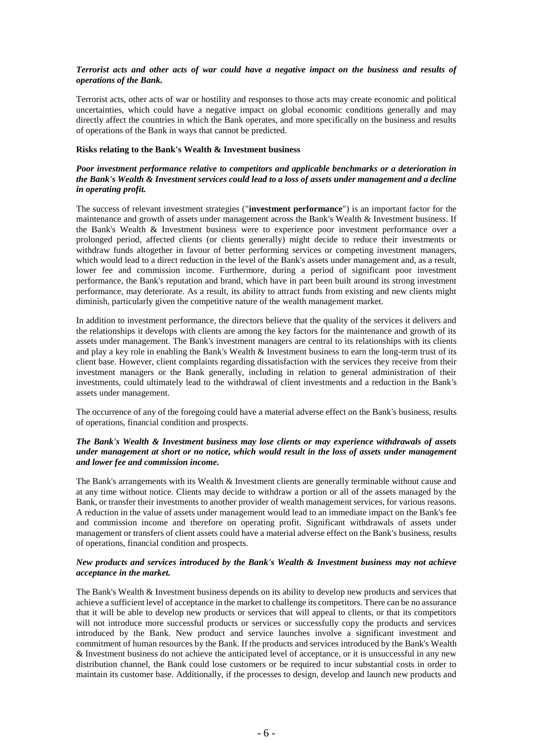***Terrorist acts and other acts of war could have a negative impact on the business and results of operations of the Bank.***

Terrorist acts, other acts of war or hostility and responses to those acts may create economic and political uncertainties, which could have a negative impact on global economic conditions generally and may directly affect the countries in which the Bank operates, and more specifically on the business and results of operations of the Bank in ways that cannot be predicted.

**Risks relating to the Bank's Wealth & Investment business**

***Poor investment performance relative to competitors and applicable benchmarks or a deterioration in the Bank's Wealth & Investment services could lead to a loss of assets under management and a decline in operating profit.***

The success of relevant investment strategies ("**investment performance**") is an important factor for the maintenance and growth of assets under management across the Bank's Wealth & Investment business. If the Bank's Wealth & Investment business were to experience poor investment performance over a prolonged period, affected clients (or clients generally) might decide to reduce their investments or withdraw funds altogether in favour of better performing services or competing investment managers, which would lead to a direct reduction in the level of the Bank's assets under management and, as a result, lower fee and commission income. Furthermore, during a period of significant poor investment performance, the Bank's reputation and brand, which have in part been built around its strong investment performance, may deteriorate. As a result, its ability to attract funds from existing and new clients might diminish, particularly given the competitive nature of the wealth management market.

In addition to investment performance, the directors believe that the quality of the services it delivers and the relationships it develops with clients are among the key factors for the maintenance and growth of its assets under management. The Bank's investment managers are central to its relationships with its clients and play a key role in enabling the Bank's Wealth & Investment business to earn the long-term trust of its client base. However, client complaints regarding dissatisfaction with the services they receive from their investment managers or the Bank generally, including in relation to general administration of their investments, could ultimately lead to the withdrawal of client investments and a reduction in the Bank's assets under management.

The occurrence of any of the foregoing could have a material adverse effect on the Bank's business, results of operations, financial condition and prospects.

***The Bank's Wealth & Investment business may lose clients or may experience withdrawals of assets under management at short or no notice, which would result in the loss of assets under management and lower fee and commission income.***

The Bank's arrangements with its Wealth & Investment clients are generally terminable without cause and at any time without notice. Clients may decide to withdraw a portion or all of the assets managed by the Bank, or transfer their investments to another provider of wealth management services, for various reasons. A reduction in the value of assets under management would lead to an immediate impact on the Bank's fee and commission income and therefore on operating profit. Significant withdrawals of assets under management or transfers of client assets could have a material adverse effect on the Bank's business, results of operations, financial condition and prospects.

***New products and services introduced by the Bank's Wealth & Investment business may not achieve acceptance in the market.***

The Bank's Wealth & Investment business depends on its ability to develop new products and services that achieve a sufficient level of acceptance in the market to challenge its competitors. There can be no assurance that it will be able to develop new products or services that will appeal to clients, or that its competitors will not introduce more successful products or services or successfully copy the products and services introduced by the Bank. New product and service launches involve a significant investment and commitment of human resources by the Bank. If the products and services introduced by the Bank's Wealth & Investment business do not achieve the anticipated level of acceptance, or it is unsuccessful in any new distribution channel, the Bank could lose customers or be required to incur substantial costs in order to maintain its customer base. Additionally, if the processes to design, develop and launch new products and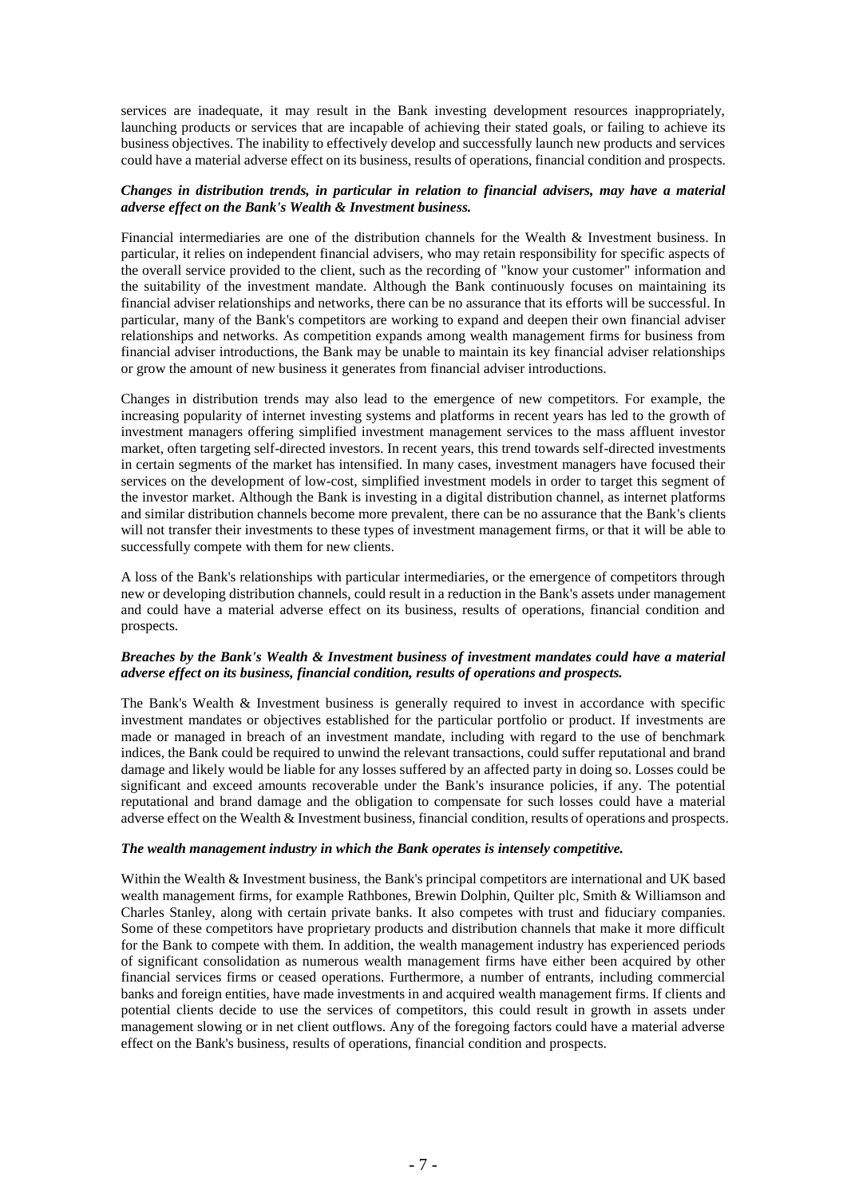services are inadequate, it may result in the Bank investing development resources inappropriately, launching products or services that are incapable of achieving their stated goals, or failing to achieve its business objectives. The inability to effectively develop and successfully launch new products and services could have a material adverse effect on its business, results of operations, financial condition and prospects.

***Changes in distribution trends, in particular in relation to financial advisers, may have a material adverse effect on the Bank's Wealth & Investment business.***

Financial intermediaries are one of the distribution channels for the Wealth & Investment business. In particular, it relies on independent financial advisers, who may retain responsibility for specific aspects of the overall service provided to the client, such as the recording of "know your customer" information and the suitability of the investment mandate. Although the Bank continuously focuses on maintaining its financial adviser relationships and networks, there can be no assurance that its efforts will be successful. In particular, many of the Bank's competitors are working to expand and deepen their own financial adviser relationships and networks. As competition expands among wealth management firms for business from financial adviser introductions, the Bank may be unable to maintain its key financial adviser relationships or grow the amount of new business it generates from financial adviser introductions.

Changes in distribution trends may also lead to the emergence of new competitors. For example, the increasing popularity of internet investing systems and platforms in recent years has led to the growth of investment managers offering simplified investment management services to the mass affluent investor market, often targeting self-directed investors. In recent years, this trend towards self-directed investments in certain segments of the market has intensified. In many cases, investment managers have focused their services on the development of low-cost, simplified investment models in order to target this segment of the investor market. Although the Bank is investing in a digital distribution channel, as internet platforms and similar distribution channels become more prevalent, there can be no assurance that the Bank's clients will not transfer their investments to these types of investment management firms, or that it will be able to successfully compete with them for new clients.

A loss of the Bank's relationships with particular intermediaries, or the emergence of competitors through new or developing distribution channels, could result in a reduction in the Bank's assets under management and could have a material adverse effect on its business, results of operations, financial condition and prospects.

***Breaches by the Bank's Wealth & Investment business of investment mandates could have a material adverse effect on its business, financial condition, results of operations and prospects.***

The Bank's Wealth & Investment business is generally required to invest in accordance with specific investment mandates or objectives established for the particular portfolio or product. If investments are made or managed in breach of an investment mandate, including with regard to the use of benchmark indices, the Bank could be required to unwind the relevant transactions, could suffer reputational and brand damage and likely would be liable for any losses suffered by an affected party in doing so. Losses could be significant and exceed amounts recoverable under the Bank's insurance policies, if any. The potential reputational and brand damage and the obligation to compensate for such losses could have a material adverse effect on the Wealth & Investment business, financial condition, results of operations and prospects.

***The wealth management industry in which the Bank operates is intensely competitive.***

Within the Wealth & Investment business, the Bank's principal competitors are international and UK based wealth management firms, for example Rathbones, Brewin Dolphin, Quilter plc, Smith & Williamson and Charles Stanley, along with certain private banks. It also competes with trust and fiduciary companies. Some of these competitors have proprietary products and distribution channels that make it more difficult for the Bank to compete with them. In addition, the wealth management industry has experienced periods of significant consolidation as numerous wealth management firms have either been acquired by other financial services firms or ceased operations. Furthermore, a number of entrants, including commercial banks and foreign entities, have made investments in and acquired wealth management firms. If clients and potential clients decide to use the services of competitors, this could result in growth in assets under management slowing or in net client outflows. Any of the foregoing factors could have a material adverse effect on the Bank's business, results of operations, financial condition and prospects.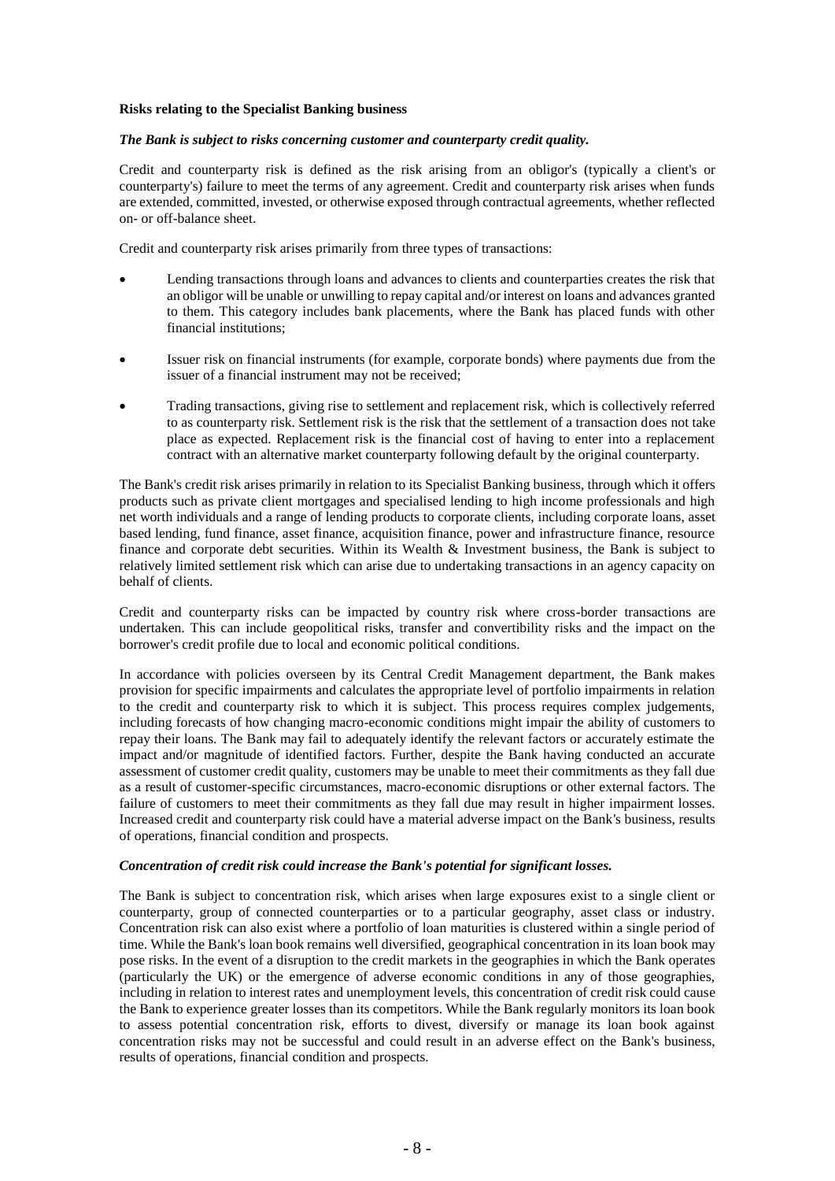**Risks relating to the Specialist Banking business**

***The Bank is subject to risks concerning customer and counterparty credit quality.***

Credit and counterparty risk is defined as the risk arising from an obligor's (typically a client's or counterparty's) failure to meet the terms of any agreement. Credit and counterparty risk arises when funds are extended, committed, invested, or otherwise exposed through contractual agreements, whether reflected on- or off-balance sheet.

Credit and counterparty risk arises primarily from three types of transactions:

- Lending transactions through loans and advances to clients and counterparties creates the risk that an obligor will be unable or unwilling to repay capital and/or interest on loans and advances granted to them. This category includes bank placements, where the Bank has placed funds with other financial institutions;
- Issuer risk on financial instruments (for example, corporate bonds) where payments due from the issuer of a financial instrument may not be received;
- Trading transactions, giving rise to settlement and replacement risk, which is collectively referred to as counterparty risk. Settlement risk is the risk that the settlement of a transaction does not take place as expected. Replacement risk is the financial cost of having to enter into a replacement contract with an alternative market counterparty following default by the original counterparty.

The Bank's credit risk arises primarily in relation to its Specialist Banking business, through which it offers products such as private client mortgages and specialised lending to high income professionals and high net worth individuals and a range of lending products to corporate clients, including corporate loans, asset based lending, fund finance, asset finance, acquisition finance, power and infrastructure finance, resource finance and corporate debt securities. Within its Wealth & Investment business, the Bank is subject to relatively limited settlement risk which can arise due to undertaking transactions in an agency capacity on behalf of clients.

Credit and counterparty risks can be impacted by country risk where cross-border transactions are undertaken. This can include geopolitical risks, transfer and convertibility risks and the impact on the borrower's credit profile due to local and economic political conditions.

In accordance with policies overseen by its Central Credit Management department, the Bank makes provision for specific impairments and calculates the appropriate level of portfolio impairments in relation to the credit and counterparty risk to which it is subject. This process requires complex judgements, including forecasts of how changing macro-economic conditions might impair the ability of customers to repay their loans. The Bank may fail to adequately identify the relevant factors or accurately estimate the impact and/or magnitude of identified factors. Further, despite the Bank having conducted an accurate assessment of customer credit quality, customers may be unable to meet their commitments as they fall due as a result of customer-specific circumstances, macro-economic disruptions or other external factors. The failure of customers to meet their commitments as they fall due may result in higher impairment losses. Increased credit and counterparty risk could have a material adverse impact on the Bank's business, results of operations, financial condition and prospects.

***Concentration of credit risk could increase the Bank's potential for significant losses.***

The Bank is subject to concentration risk, which arises when large exposures exist to a single client or counterparty, group of connected counterparties or to a particular geography, asset class or industry. Concentration risk can also exist where a portfolio of loan maturities is clustered within a single period of time. While the Bank's loan book remains well diversified, geographical concentration in its loan book may pose risks. In the event of a disruption to the credit markets in the geographies in which the Bank operates (particularly the UK) or the emergence of adverse economic conditions in any of those geographies, including in relation to interest rates and unemployment levels, this concentration of credit risk could cause the Bank to experience greater losses than its competitors. While the Bank regularly monitors its loan book to assess potential concentration risk, efforts to divest, diversify or manage its loan book against concentration risks may not be successful and could result in an adverse effect on the Bank's business, results of operations, financial condition and prospects.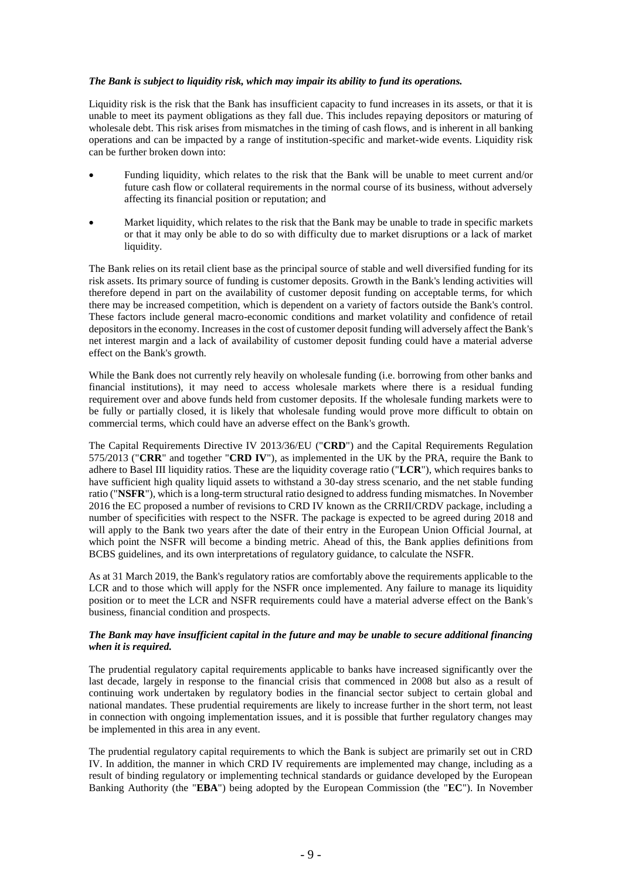***The Bank is subject to liquidity risk, which may impair its ability to fund its operations.***

Liquidity risk is the risk that the Bank has insufficient capacity to fund increases in its assets, or that it is unable to meet its payment obligations as they fall due. This includes repaying depositors or maturing of wholesale debt. This risk arises from mismatches in the timing of cash flows, and is inherent in all banking operations and can be impacted by a range of institution-specific and market-wide events. Liquidity risk can be further broken down into:

- Funding liquidity, which relates to the risk that the Bank will be unable to meet current and/or future cash flow or collateral requirements in the normal course of its business, without adversely affecting its financial position or reputation; and
- Market liquidity, which relates to the risk that the Bank may be unable to trade in specific markets or that it may only be able to do so with difficulty due to market disruptions or a lack of market liquidity.

The Bank relies on its retail client base as the principal source of stable and well diversified funding for its risk assets. Its primary source of funding is customer deposits. Growth in the Bank's lending activities will therefore depend in part on the availability of customer deposit funding on acceptable terms, for which there may be increased competition, which is dependent on a variety of factors outside the Bank's control. These factors include general macro-economic conditions and market volatility and confidence of retail depositors in the economy. Increases in the cost of customer deposit funding will adversely affect the Bank's net interest margin and a lack of availability of customer deposit funding could have a material adverse effect on the Bank's growth.

While the Bank does not currently rely heavily on wholesale funding (i.e. borrowing from other banks and financial institutions), it may need to access wholesale markets where there is a residual funding requirement over and above funds held from customer deposits. If the wholesale funding markets were to be fully or partially closed, it is likely that wholesale funding would prove more difficult to obtain on commercial terms, which could have an adverse effect on the Bank's growth.

The Capital Requirements Directive IV 2013/36/EU ("**CRD**") and the Capital Requirements Regulation 575/2013 ("**CRR**" and together "**CRD IV**"), as implemented in the UK by the PRA, require the Bank to adhere to Basel III liquidity ratios. These are the liquidity coverage ratio ("**LCR**"), which requires banks to have sufficient high quality liquid assets to withstand a 30-day stress scenario, and the net stable funding ratio ("**NSFR**"), which is a long-term structural ratio designed to address funding mismatches. In November 2016 the EC proposed a number of revisions to CRD IV known as the CRRII/CRDV package, including a number of specificities with respect to the NSFR. The package is expected to be agreed during 2018 and will apply to the Bank two years after the date of their entry in the European Union Official Journal, at which point the NSFR will become a binding metric. Ahead of this, the Bank applies definitions from BCBS guidelines, and its own interpretations of regulatory guidance, to calculate the NSFR.

As at 31 March 2019, the Bank's regulatory ratios are comfortably above the requirements applicable to the LCR and to those which will apply for the NSFR once implemented. Any failure to manage its liquidity position or to meet the LCR and NSFR requirements could have a material adverse effect on the Bank's business, financial condition and prospects.

***The Bank may have insufficient capital in the future and may be unable to secure additional financing when it is required.***

The prudential regulatory capital requirements applicable to banks have increased significantly over the last decade, largely in response to the financial crisis that commenced in 2008 but also as a result of continuing work undertaken by regulatory bodies in the financial sector subject to certain global and national mandates. These prudential requirements are likely to increase further in the short term, not least in connection with ongoing implementation issues, and it is possible that further regulatory changes may be implemented in this area in any event.

The prudential regulatory capital requirements to which the Bank is subject are primarily set out in CRD IV. In addition, the manner in which CRD IV requirements are implemented may change, including as a result of binding regulatory or implementing technical standards or guidance developed by the European Banking Authority (the "**EBA**") being adopted by the European Commission (the "**EC**"). In November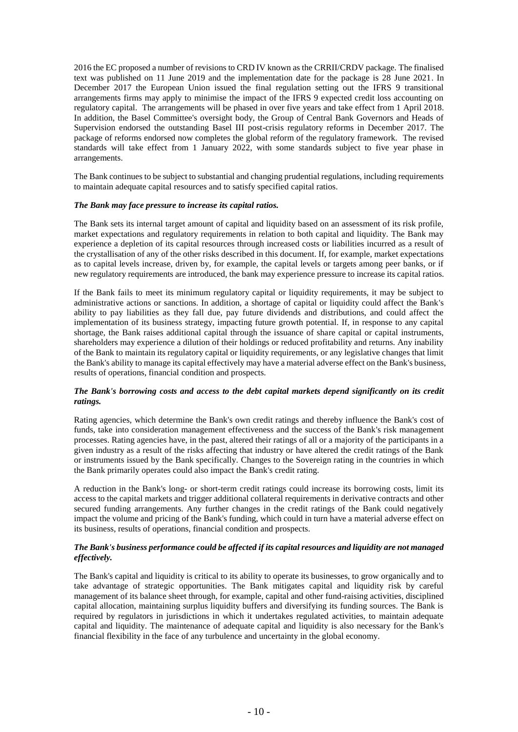2016 the EC proposed a number of revisions to CRD IV known as the CRRII/CRDV package. The finalised text was published on 11 June 2019 and the implementation date for the package is 28 June 2021. In December 2017 the European Union issued the final regulation setting out the IFRS 9 transitional arrangements firms may apply to minimise the impact of the IFRS 9 expected credit loss accounting on regulatory capital. The arrangements will be phased in over five years and take effect from 1 April 2018. In addition, the Basel Committee's oversight body, the Group of Central Bank Governors and Heads of Supervision endorsed the outstanding Basel III post-crisis regulatory reforms in December 2017. The package of reforms endorsed now completes the global reform of the regulatory framework. The revised standards will take effect from 1 January 2022, with some standards subject to five year phase in arrangements.

The Bank continues to be subject to substantial and changing prudential regulations, including requirements to maintain adequate capital resources and to satisfy specified capital ratios.

***The Bank may face pressure to increase its capital ratios.***

The Bank sets its internal target amount of capital and liquidity based on an assessment of its risk profile, market expectations and regulatory requirements in relation to both capital and liquidity. The Bank may experience a depletion of its capital resources through increased costs or liabilities incurred as a result of the crystallisation of any of the other risks described in this document. If, for example, market expectations as to capital levels increase, driven by, for example, the capital levels or targets among peer banks, or if new regulatory requirements are introduced, the bank may experience pressure to increase its capital ratios.

If the Bank fails to meet its minimum regulatory capital or liquidity requirements, it may be subject to administrative actions or sanctions. In addition, a shortage of capital or liquidity could affect the Bank's ability to pay liabilities as they fall due, pay future dividends and distributions, and could affect the implementation of its business strategy, impacting future growth potential. If, in response to any capital shortage, the Bank raises additional capital through the issuance of share capital or capital instruments, shareholders may experience a dilution of their holdings or reduced profitability and returns. Any inability of the Bank to maintain its regulatory capital or liquidity requirements, or any legislative changes that limit the Bank's ability to manage its capital effectively may have a material adverse effect on the Bank's business, results of operations, financial condition and prospects.

***The Bank's borrowing costs and access to the debt capital markets depend significantly on its credit ratings.***

Rating agencies, which determine the Bank's own credit ratings and thereby influence the Bank's cost of funds, take into consideration management effectiveness and the success of the Bank's risk management processes. Rating agencies have, in the past, altered their ratings of all or a majority of the participants in a given industry as a result of the risks affecting that industry or have altered the credit ratings of the Bank or instruments issued by the Bank specifically. Changes to the Sovereign rating in the countries in which the Bank primarily operates could also impact the Bank's credit rating.

A reduction in the Bank's long- or short-term credit ratings could increase its borrowing costs, limit its access to the capital markets and trigger additional collateral requirements in derivative contracts and other secured funding arrangements. Any further changes in the credit ratings of the Bank could negatively impact the volume and pricing of the Bank's funding, which could in turn have a material adverse effect on its business, results of operations, financial condition and prospects.

***The Bank's business performance could be affected if its capital resources and liquidity are not managed effectively.***

The Bank's capital and liquidity is critical to its ability to operate its businesses, to grow organically and to take advantage of strategic opportunities. The Bank mitigates capital and liquidity risk by careful management of its balance sheet through, for example, capital and other fund-raising activities, disciplined capital allocation, maintaining surplus liquidity buffers and diversifying its funding sources. The Bank is required by regulators in jurisdictions in which it undertakes regulated activities, to maintain adequate capital and liquidity. The maintenance of adequate capital and liquidity is also necessary for the Bank's financial flexibility in the face of any turbulence and uncertainty in the global economy.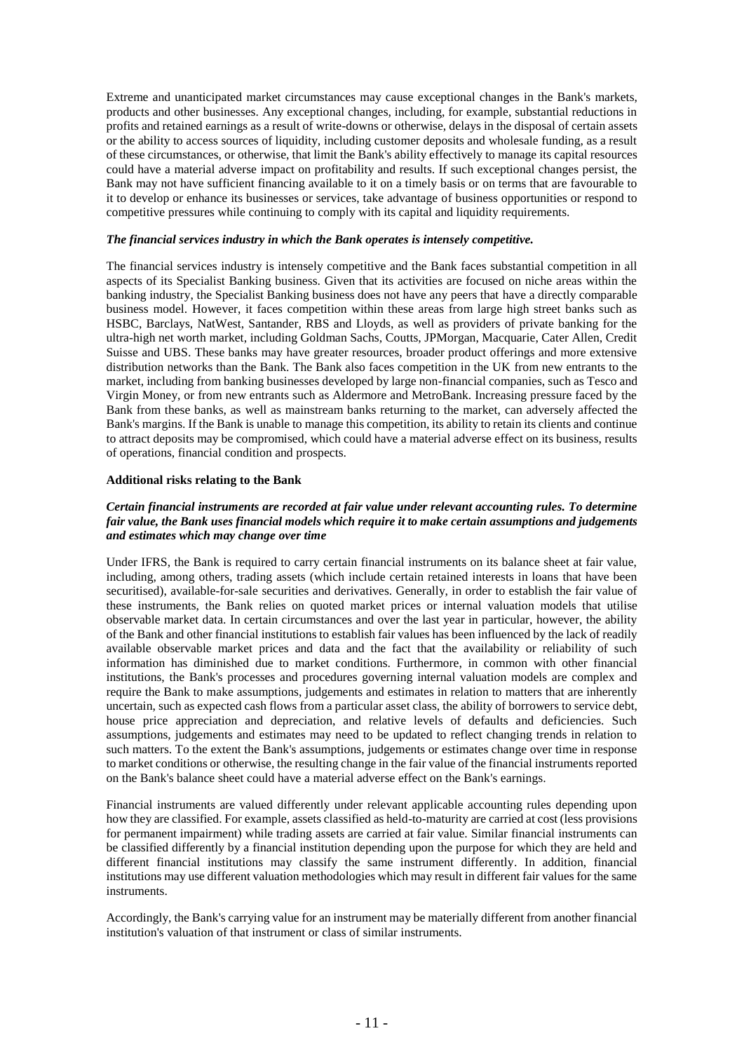Extreme and unanticipated market circumstances may cause exceptional changes in the Bank's markets, products and other businesses. Any exceptional changes, including, for example, substantial reductions in profits and retained earnings as a result of write-downs or otherwise, delays in the disposal of certain assets or the ability to access sources of liquidity, including customer deposits and wholesale funding, as a result of these circumstances, or otherwise, that limit the Bank's ability effectively to manage its capital resources could have a material adverse impact on profitability and results. If such exceptional changes persist, the Bank may not have sufficient financing available to it on a timely basis or on terms that are favourable to it to develop or enhance its businesses or services, take advantage of business opportunities or respond to competitive pressures while continuing to comply with its capital and liquidity requirements.

***The financial services industry in which the Bank operates is intensely competitive.***

The financial services industry is intensely competitive and the Bank faces substantial competition in all aspects of its Specialist Banking business. Given that its activities are focused on niche areas within the banking industry, the Specialist Banking business does not have any peers that have a directly comparable business model. However, it faces competition within these areas from large high street banks such as HSBC, Barclays, NatWest, Santander, RBS and Lloyds, as well as providers of private banking for the ultra-high net worth market, including Goldman Sachs, Coutts, JPMorgan, Macquarie, Cater Allen, Credit Suisse and UBS. These banks may have greater resources, broader product offerings and more extensive distribution networks than the Bank. The Bank also faces competition in the UK from new entrants to the market, including from banking businesses developed by large non-financial companies, such as Tesco and Virgin Money, or from new entrants such as Aldermore and MetroBank. Increasing pressure faced by the Bank from these banks, as well as mainstream banks returning to the market, can adversely affected the Bank's margins. If the Bank is unable to manage this competition, its ability to retain its clients and continue to attract deposits may be compromised, which could have a material adverse effect on its business, results of operations, financial condition and prospects.

**Additional risks relating to the Bank**

***Certain financial instruments are recorded at fair value under relevant accounting rules. To determine fair value, the Bank uses financial models which require it to make certain assumptions and judgements and estimates which may change over time***

Under IFRS, the Bank is required to carry certain financial instruments on its balance sheet at fair value, including, among others, trading assets (which include certain retained interests in loans that have been securitised), available-for-sale securities and derivatives. Generally, in order to establish the fair value of these instruments, the Bank relies on quoted market prices or internal valuation models that utilise observable market data. In certain circumstances and over the last year in particular, however, the ability of the Bank and other financial institutions to establish fair values has been influenced by the lack of readily available observable market prices and data and the fact that the availability or reliability of such information has diminished due to market conditions. Furthermore, in common with other financial institutions, the Bank's processes and procedures governing internal valuation models are complex and require the Bank to make assumptions, judgements and estimates in relation to matters that are inherently uncertain, such as expected cash flows from a particular asset class, the ability of borrowers to service debt, house price appreciation and depreciation, and relative levels of defaults and deficiencies. Such assumptions, judgements and estimates may need to be updated to reflect changing trends in relation to such matters. To the extent the Bank's assumptions, judgements or estimates change over time in response to market conditions or otherwise, the resulting change in the fair value of the financial instruments reported on the Bank's balance sheet could have a material adverse effect on the Bank's earnings.

Financial instruments are valued differently under relevant applicable accounting rules depending upon how they are classified. For example, assets classified as held-to-maturity are carried at cost (less provisions for permanent impairment) while trading assets are carried at fair value. Similar financial instruments can be classified differently by a financial institution depending upon the purpose for which they are held and different financial institutions may classify the same instrument differently. In addition, financial institutions may use different valuation methodologies which may result in different fair values for the same instruments.

Accordingly, the Bank's carrying value for an instrument may be materially different from another financial institution's valuation of that instrument or class of similar instruments.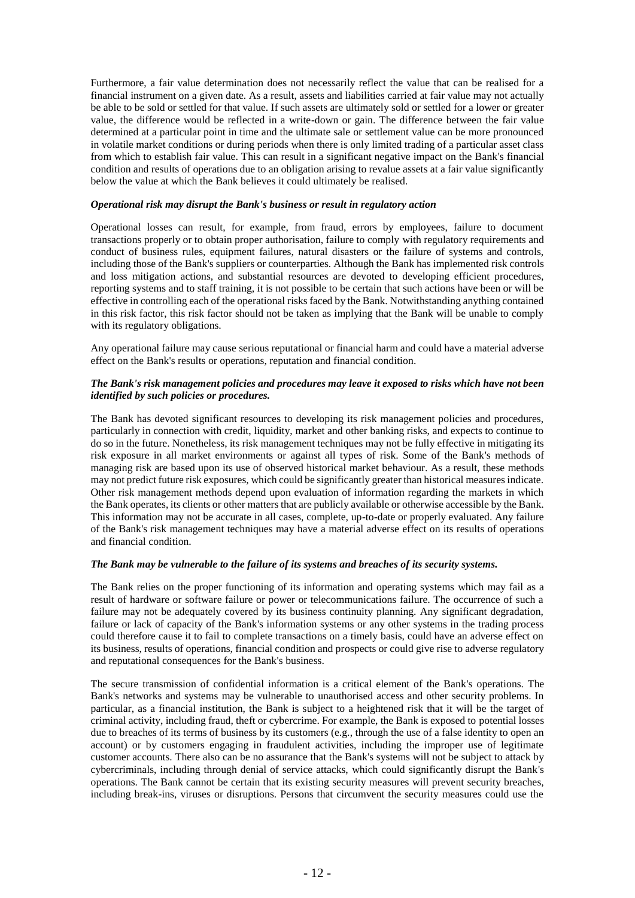Furthermore, a fair value determination does not necessarily reflect the value that can be realised for a financial instrument on a given date. As a result, assets and liabilities carried at fair value may not actually be able to be sold or settled for that value. If such assets are ultimately sold or settled for a lower or greater value, the difference would be reflected in a write-down or gain. The difference between the fair value determined at a particular point in time and the ultimate sale or settlement value can be more pronounced in volatile market conditions or during periods when there is only limited trading of a particular asset class from which to establish fair value. This can result in a significant negative impact on the Bank's financial condition and results of operations due to an obligation arising to revalue assets at a fair value significantly below the value at which the Bank believes it could ultimately be realised.

***Operational risk may disrupt the Bank's business or result in regulatory action***

Operational losses can result, for example, from fraud, errors by employees, failure to document transactions properly or to obtain proper authorisation, failure to comply with regulatory requirements and conduct of business rules, equipment failures, natural disasters or the failure of systems and controls, including those of the Bank's suppliers or counterparties. Although the Bank has implemented risk controls and loss mitigation actions, and substantial resources are devoted to developing efficient procedures, reporting systems and to staff training, it is not possible to be certain that such actions have been or will be effective in controlling each of the operational risks faced by the Bank. Notwithstanding anything contained in this risk factor, this risk factor should not be taken as implying that the Bank will be unable to comply with its regulatory obligations.

Any operational failure may cause serious reputational or financial harm and could have a material adverse effect on the Bank's results or operations, reputation and financial condition.

***The Bank's risk management policies and procedures may leave it exposed to risks which have not been identified by such policies or procedures.***

The Bank has devoted significant resources to developing its risk management policies and procedures, particularly in connection with credit, liquidity, market and other banking risks, and expects to continue to do so in the future. Nonetheless, its risk management techniques may not be fully effective in mitigating its risk exposure in all market environments or against all types of risk. Some of the Bank's methods of managing risk are based upon its use of observed historical market behaviour. As a result, these methods may not predict future risk exposures, which could be significantly greater than historical measures indicate. Other risk management methods depend upon evaluation of information regarding the markets in which the Bank operates, its clients or other matters that are publicly available or otherwise accessible by the Bank. This information may not be accurate in all cases, complete, up-to-date or properly evaluated. Any failure of the Bank's risk management techniques may have a material adverse effect on its results of operations and financial condition.

***The Bank may be vulnerable to the failure of its systems and breaches of its security systems.***

The Bank relies on the proper functioning of its information and operating systems which may fail as a result of hardware or software failure or power or telecommunications failure. The occurrence of such a failure may not be adequately covered by its business continuity planning. Any significant degradation, failure or lack of capacity of the Bank's information systems or any other systems in the trading process could therefore cause it to fail to complete transactions on a timely basis, could have an adverse effect on its business, results of operations, financial condition and prospects or could give rise to adverse regulatory and reputational consequences for the Bank's business.

The secure transmission of confidential information is a critical element of the Bank's operations. The Bank's networks and systems may be vulnerable to unauthorised access and other security problems. In particular, as a financial institution, the Bank is subject to a heightened risk that it will be the target of criminal activity, including fraud, theft or cybercrime. For example, the Bank is exposed to potential losses due to breaches of its terms of business by its customers (e.g., through the use of a false identity to open an account) or by customers engaging in fraudulent activities, including the improper use of legitimate customer accounts. There also can be no assurance that the Bank's systems will not be subject to attack by cybercriminals, including through denial of service attacks, which could significantly disrupt the Bank's operations. The Bank cannot be certain that its existing security measures will prevent security breaches, including break-ins, viruses or disruptions. Persons that circumvent the security measures could use the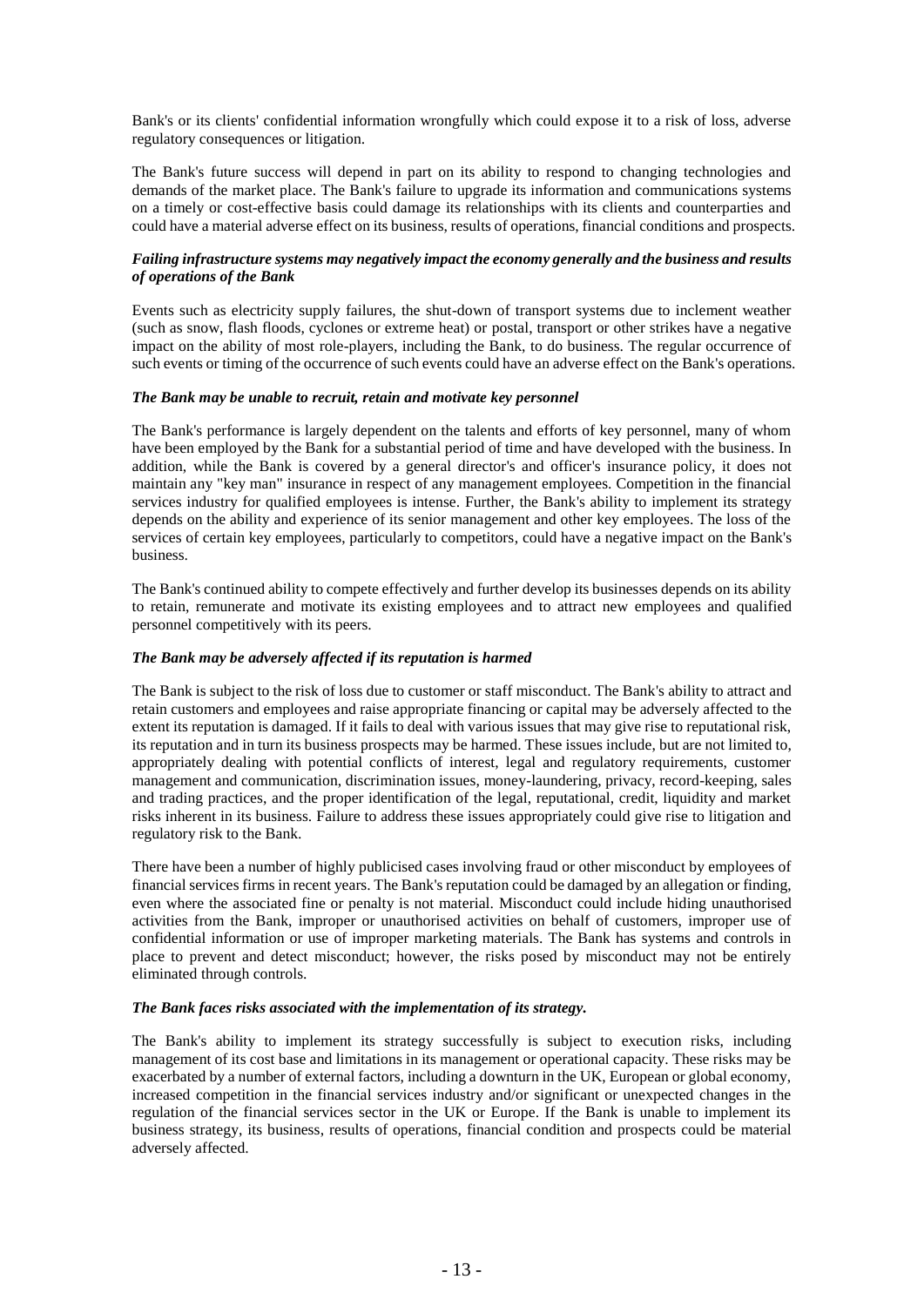Bank's or its clients' confidential information wrongfully which could expose it to a risk of loss, adverse regulatory consequences or litigation.

The Bank's future success will depend in part on its ability to respond to changing technologies and demands of the market place. The Bank's failure to upgrade its information and communications systems on a timely or cost-effective basis could damage its relationships with its clients and counterparties and could have a material adverse effect on its business, results of operations, financial conditions and prospects.

***Failing infrastructure systems may negatively impact the economy generally and the business and results of operations of the Bank***

Events such as electricity supply failures, the shut-down of transport systems due to inclement weather (such as snow, flash floods, cyclones or extreme heat) or postal, transport or other strikes have a negative impact on the ability of most role-players, including the Bank, to do business. The regular occurrence of such events or timing of the occurrence of such events could have an adverse effect on the Bank's operations.

***The Bank may be unable to recruit, retain and motivate key personnel***

The Bank's performance is largely dependent on the talents and efforts of key personnel, many of whom have been employed by the Bank for a substantial period of time and have developed with the business. In addition, while the Bank is covered by a general director's and officer's insurance policy, it does not maintain any "key man" insurance in respect of any management employees. Competition in the financial services industry for qualified employees is intense. Further, the Bank's ability to implement its strategy depends on the ability and experience of its senior management and other key employees. The loss of the services of certain key employees, particularly to competitors, could have a negative impact on the Bank's business.

The Bank's continued ability to compete effectively and further develop its businesses depends on its ability to retain, remunerate and motivate its existing employees and to attract new employees and qualified personnel competitively with its peers.

***The Bank may be adversely affected if its reputation is harmed***

The Bank is subject to the risk of loss due to customer or staff misconduct. The Bank's ability to attract and retain customers and employees and raise appropriate financing or capital may be adversely affected to the extent its reputation is damaged. If it fails to deal with various issues that may give rise to reputational risk, its reputation and in turn its business prospects may be harmed. These issues include, but are not limited to, appropriately dealing with potential conflicts of interest, legal and regulatory requirements, customer management and communication, discrimination issues, money-laundering, privacy, record-keeping, sales and trading practices, and the proper identification of the legal, reputational, credit, liquidity and market risks inherent in its business. Failure to address these issues appropriately could give rise to litigation and regulatory risk to the Bank.

There have been a number of highly publicised cases involving fraud or other misconduct by employees of financial services firms in recent years. The Bank's reputation could be damaged by an allegation or finding, even where the associated fine or penalty is not material. Misconduct could include hiding unauthorised activities from the Bank, improper or unauthorised activities on behalf of customers, improper use of confidential information or use of improper marketing materials. The Bank has systems and controls in place to prevent and detect misconduct; however, the risks posed by misconduct may not be entirely eliminated through controls.

***The Bank faces risks associated with the implementation of its strategy.***

The Bank's ability to implement its strategy successfully is subject to execution risks, including management of its cost base and limitations in its management or operational capacity. These risks may be exacerbated by a number of external factors, including a downturn in the UK, European or global economy, increased competition in the financial services industry and/or significant or unexpected changes in the regulation of the financial services sector in the UK or Europe. If the Bank is unable to implement its business strategy, its business, results of operations, financial condition and prospects could be material adversely affected.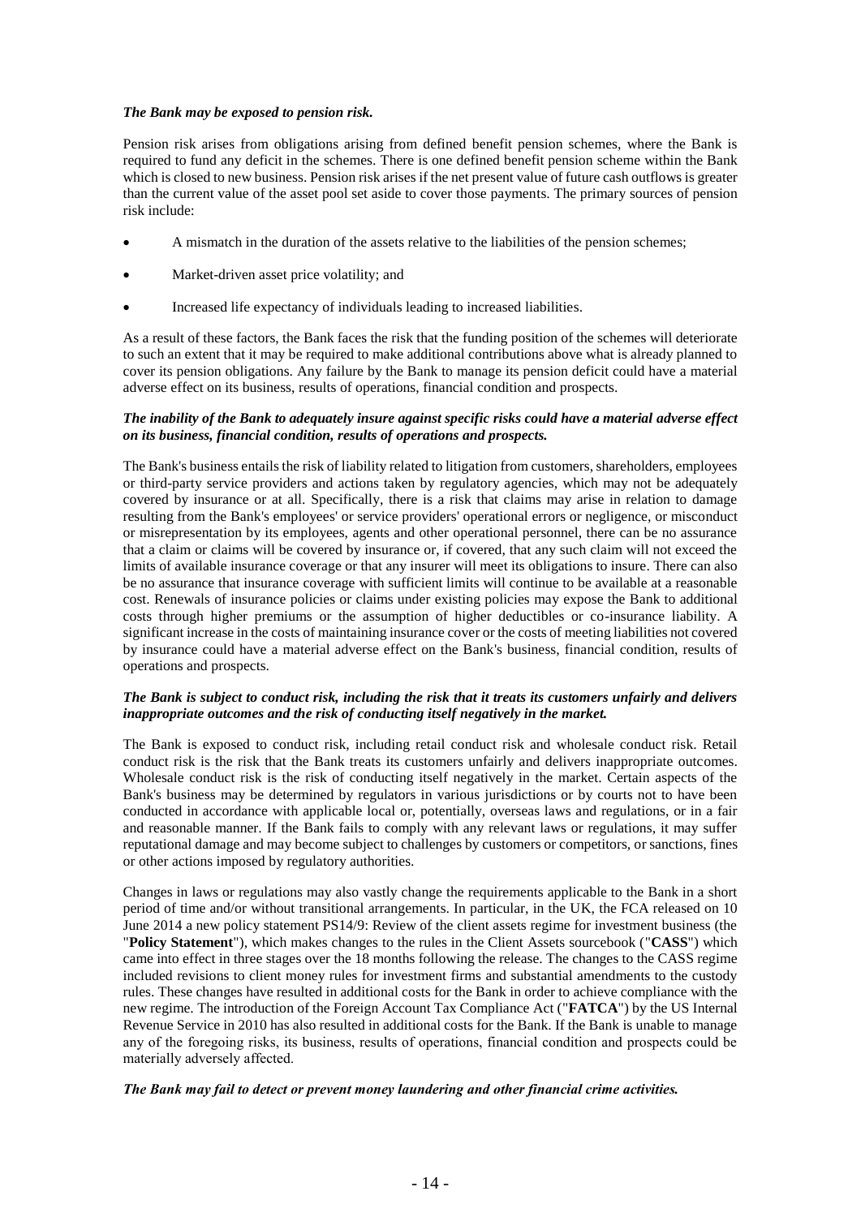***The Bank may be exposed to pension risk.***

Pension risk arises from obligations arising from defined benefit pension schemes, where the Bank is required to fund any deficit in the schemes. There is one defined benefit pension scheme within the Bank which is closed to new business. Pension risk arises if the net present value of future cash outflows is greater than the current value of the asset pool set aside to cover those payments. The primary sources of pension risk include:

- A mismatch in the duration of the assets relative to the liabilities of the pension schemes;
- Market-driven asset price volatility; and
- Increased life expectancy of individuals leading to increased liabilities.

As a result of these factors, the Bank faces the risk that the funding position of the schemes will deteriorate to such an extent that it may be required to make additional contributions above what is already planned to cover its pension obligations. Any failure by the Bank to manage its pension deficit could have a material adverse effect on its business, results of operations, financial condition and prospects.

***The inability of the Bank to adequately insure against specific risks could have a material adverse effect on its business, financial condition, results of operations and prospects.***

The Bank's business entails the risk of liability related to litigation from customers, shareholders, employees or third-party service providers and actions taken by regulatory agencies, which may not be adequately covered by insurance or at all. Specifically, there is a risk that claims may arise in relation to damage resulting from the Bank's employees' or service providers' operational errors or negligence, or misconduct or misrepresentation by its employees, agents and other operational personnel, there can be no assurance that a claim or claims will be covered by insurance or, if covered, that any such claim will not exceed the limits of available insurance coverage or that any insurer will meet its obligations to insure. There can also be no assurance that insurance coverage with sufficient limits will continue to be available at a reasonable cost. Renewals of insurance policies or claims under existing policies may expose the Bank to additional costs through higher premiums or the assumption of higher deductibles or co-insurance liability. A significant increase in the costs of maintaining insurance cover or the costs of meeting liabilities not covered by insurance could have a material adverse effect on the Bank's business, financial condition, results of operations and prospects.

***The Bank is subject to conduct risk, including the risk that it treats its customers unfairly and delivers inappropriate outcomes and the risk of conducting itself negatively in the market.***

The Bank is exposed to conduct risk, including retail conduct risk and wholesale conduct risk. Retail conduct risk is the risk that the Bank treats its customers unfairly and delivers inappropriate outcomes. Wholesale conduct risk is the risk of conducting itself negatively in the market. Certain aspects of the Bank's business may be determined by regulators in various jurisdictions or by courts not to have been conducted in accordance with applicable local or, potentially, overseas laws and regulations, or in a fair and reasonable manner. If the Bank fails to comply with any relevant laws or regulations, it may suffer reputational damage and may become subject to challenges by customers or competitors, or sanctions, fines or other actions imposed by regulatory authorities.

Changes in laws or regulations may also vastly change the requirements applicable to the Bank in a short period of time and/or without transitional arrangements. In particular, in the UK, the FCA released on 10 June 2014 a new policy statement PS14/9: Review of the client assets regime for investment business (the "**Policy Statement**"), which makes changes to the rules in the Client Assets sourcebook ("**CASS**") which came into effect in three stages over the 18 months following the release. The changes to the CASS regime included revisions to client money rules for investment firms and substantial amendments to the custody rules. These changes have resulted in additional costs for the Bank in order to achieve compliance with the new regime. The introduction of the Foreign Account Tax Compliance Act ("**FATCA**") by the US Internal Revenue Service in 2010 has also resulted in additional costs for the Bank. If the Bank is unable to manage any of the foregoing risks, its business, results of operations, financial condition and prospects could be materially adversely affected.

***The Bank may fail to detect or prevent money laundering and other financial crime activities.***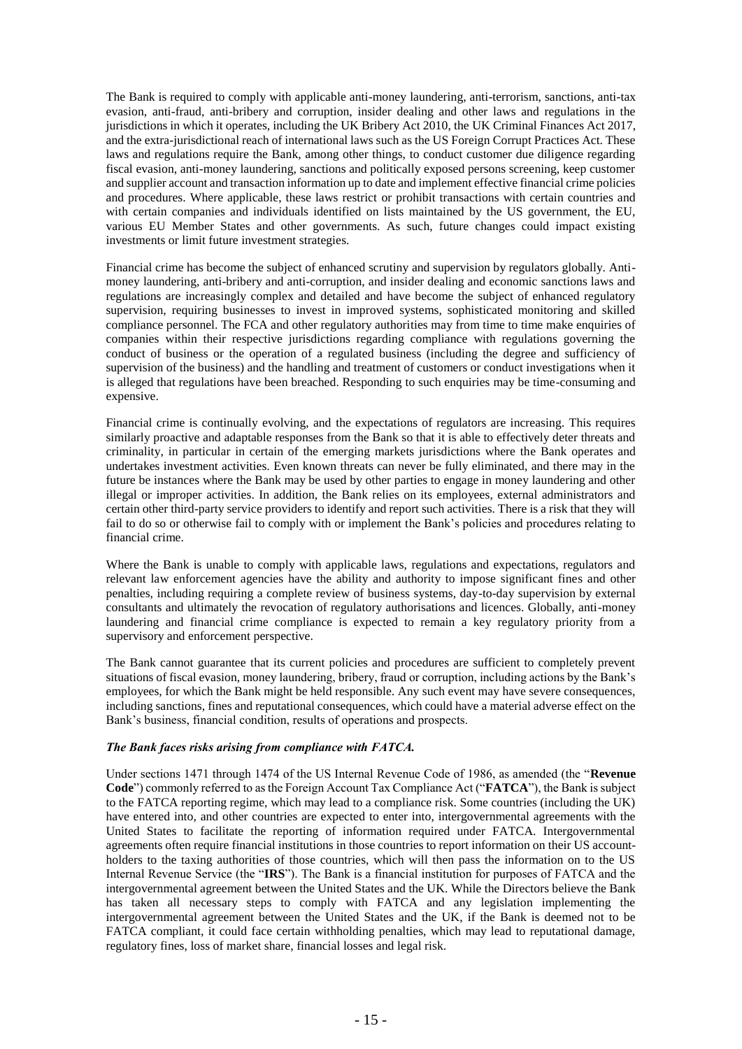The Bank is required to comply with applicable anti-money laundering, anti-terrorism, sanctions, anti-tax evasion, anti-fraud, anti-bribery and corruption, insider dealing and other laws and regulations in the jurisdictions in which it operates, including the UK Bribery Act 2010, the UK Criminal Finances Act 2017, and the extra-jurisdictional reach of international laws such as the US Foreign Corrupt Practices Act. These laws and regulations require the Bank, among other things, to conduct customer due diligence regarding fiscal evasion, anti-money laundering, sanctions and politically exposed persons screening, keep customer and supplier account and transaction information up to date and implement effective financial crime policies and procedures. Where applicable, these laws restrict or prohibit transactions with certain countries and with certain companies and individuals identified on lists maintained by the US government, the EU, various EU Member States and other governments. As such, future changes could impact existing investments or limit future investment strategies.

Financial crime has become the subject of enhanced scrutiny and supervision by regulators globally. Anti-money laundering, anti-bribery and anti-corruption, and insider dealing and economic sanctions laws and regulations are increasingly complex and detailed and have become the subject of enhanced regulatory supervision, requiring businesses to invest in improved systems, sophisticated monitoring and skilled compliance personnel. The FCA and other regulatory authorities may from time to time make enquiries of companies within their respective jurisdictions regarding compliance with regulations governing the conduct of business or the operation of a regulated business (including the degree and sufficiency of supervision of the business) and the handling and treatment of customers or conduct investigations when it is alleged that regulations have been breached. Responding to such enquiries may be time-consuming and expensive.

Financial crime is continually evolving, and the expectations of regulators are increasing. This requires similarly proactive and adaptable responses from the Bank so that it is able to effectively deter threats and criminality, in particular in certain of the emerging markets jurisdictions where the Bank operates and undertakes investment activities. Even known threats can never be fully eliminated, and there may in the future be instances where the Bank may be used by other parties to engage in money laundering and other illegal or improper activities. In addition, the Bank relies on its employees, external administrators and certain other third-party service providers to identify and report such activities. There is a risk that they will fail to do so or otherwise fail to comply with or implement the Bank's policies and procedures relating to financial crime.

Where the Bank is unable to comply with applicable laws, regulations and expectations, regulators and relevant law enforcement agencies have the ability and authority to impose significant fines and other penalties, including requiring a complete review of business systems, day-to-day supervision by external consultants and ultimately the revocation of regulatory authorisations and licences. Globally, anti-money laundering and financial crime compliance is expected to remain a key regulatory priority from a supervisory and enforcement perspective.

The Bank cannot guarantee that its current policies and procedures are sufficient to completely prevent situations of fiscal evasion, money laundering, bribery, fraud or corruption, including actions by the Bank's employees, for which the Bank might be held responsible. Any such event may have severe consequences, including sanctions, fines and reputational consequences, which could have a material adverse effect on the Bank's business, financial condition, results of operations and prospects.

***The Bank faces risks arising from compliance with FATCA.***

Under sections 1471 through 1474 of the US Internal Revenue Code of 1986, as amended (the "**Revenue Code**") commonly referred to as the Foreign Account Tax Compliance Act ("**FATCA**"), the Bank is subject to the FATCA reporting regime, which may lead to a compliance risk. Some countries (including the UK) have entered into, and other countries are expected to enter into, intergovernmental agreements with the United States to facilitate the reporting of information required under FATCA. Intergovernmental agreements often require financial institutions in those countries to report information on their US account-holders to the taxing authorities of those countries, which will then pass the information on to the US Internal Revenue Service (the "**IRS**"). The Bank is a financial institution for purposes of FATCA and the intergovernmental agreement between the United States and the UK. While the Directors believe the Bank has taken all necessary steps to comply with FATCA and any legislation implementing the intergovernmental agreement between the United States and the UK, if the Bank is deemed not to be FATCA compliant, it could face certain withholding penalties, which may lead to reputational damage, regulatory fines, loss of market share, financial losses and legal risk.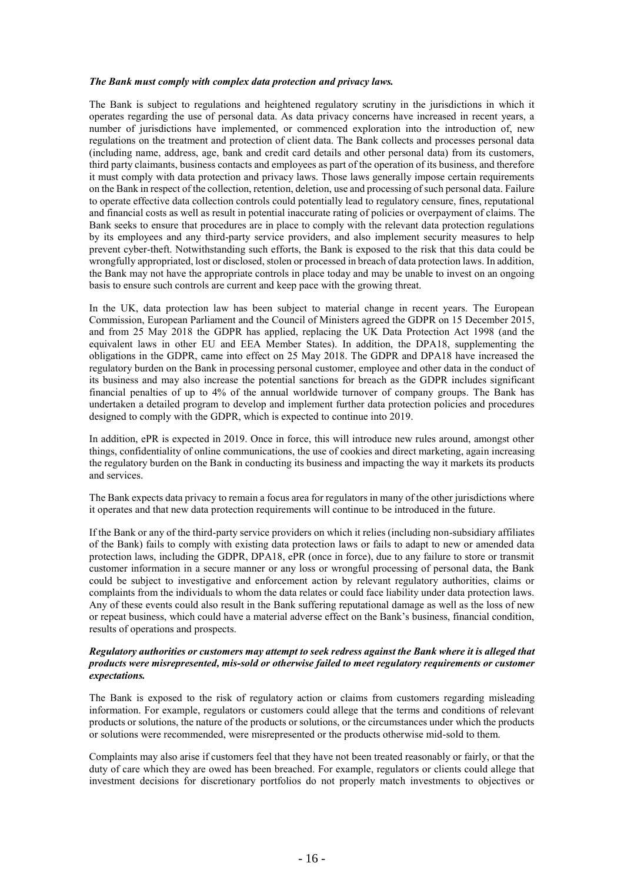***The Bank must comply with complex data protection and privacy laws.***

The Bank is subject to regulations and heightened regulatory scrutiny in the jurisdictions in which it operates regarding the use of personal data. As data privacy concerns have increased in recent years, a number of jurisdictions have implemented, or commenced exploration into the introduction of, new regulations on the treatment and protection of client data. The Bank collects and processes personal data (including name, address, age, bank and credit card details and other personal data) from its customers, third party claimants, business contacts and employees as part of the operation of its business, and therefore it must comply with data protection and privacy laws. Those laws generally impose certain requirements on the Bank in respect of the collection, retention, deletion, use and processing of such personal data. Failure to operate effective data collection controls could potentially lead to regulatory censure, fines, reputational and financial costs as well as result in potential inaccurate rating of policies or overpayment of claims. The Bank seeks to ensure that procedures are in place to comply with the relevant data protection regulations by its employees and any third-party service providers, and also implement security measures to help prevent cyber-theft. Notwithstanding such efforts, the Bank is exposed to the risk that this data could be wrongfully appropriated, lost or disclosed, stolen or processed in breach of data protection laws. In addition, the Bank may not have the appropriate controls in place today and may be unable to invest on an ongoing basis to ensure such controls are current and keep pace with the growing threat.

In the UK, data protection law has been subject to material change in recent years. The European Commission, European Parliament and the Council of Ministers agreed the GDPR on 15 December 2015, and from 25 May 2018 the GDPR has applied, replacing the UK Data Protection Act 1998 (and the equivalent laws in other EU and EEA Member States). In addition, the DPA18, supplementing the obligations in the GDPR, came into effect on 25 May 2018. The GDPR and DPA18 have increased the regulatory burden on the Bank in processing personal customer, employee and other data in the conduct of its business and may also increase the potential sanctions for breach as the GDPR includes significant financial penalties of up to 4% of the annual worldwide turnover of company groups. The Bank has undertaken a detailed program to develop and implement further data protection policies and procedures designed to comply with the GDPR, which is expected to continue into 2019.

In addition, ePR is expected in 2019. Once in force, this will introduce new rules around, amongst other things, confidentiality of online communications, the use of cookies and direct marketing, again increasing the regulatory burden on the Bank in conducting its business and impacting the way it markets its products and services.

The Bank expects data privacy to remain a focus area for regulators in many of the other jurisdictions where it operates and that new data protection requirements will continue to be introduced in the future.

If the Bank or any of the third-party service providers on which it relies (including non-subsidiary affiliates of the Bank) fails to comply with existing data protection laws or fails to adapt to new or amended data protection laws, including the GDPR, DPA18, ePR (once in force), due to any failure to store or transmit customer information in a secure manner or any loss or wrongful processing of personal data, the Bank could be subject to investigative and enforcement action by relevant regulatory authorities, claims or complaints from the individuals to whom the data relates or could face liability under data protection laws. Any of these events could also result in the Bank suffering reputational damage as well as the loss of new or repeat business, which could have a material adverse effect on the Bank's business, financial condition, results of operations and prospects.

***Regulatory authorities or customers may attempt to seek redress against the Bank where it is alleged that products were misrepresented, mis-sold or otherwise failed to meet regulatory requirements or customer expectations.***

The Bank is exposed to the risk of regulatory action or claims from customers regarding misleading information. For example, regulators or customers could allege that the terms and conditions of relevant products or solutions, the nature of the products or solutions, or the circumstances under which the products or solutions were recommended, were misrepresented or the products otherwise mid-sold to them.

Complaints may also arise if customers feel that they have not been treated reasonably or fairly, or that the duty of care which they are owed has been breached. For example, regulators or clients could allege that investment decisions for discretionary portfolios do not properly match investments to objectives or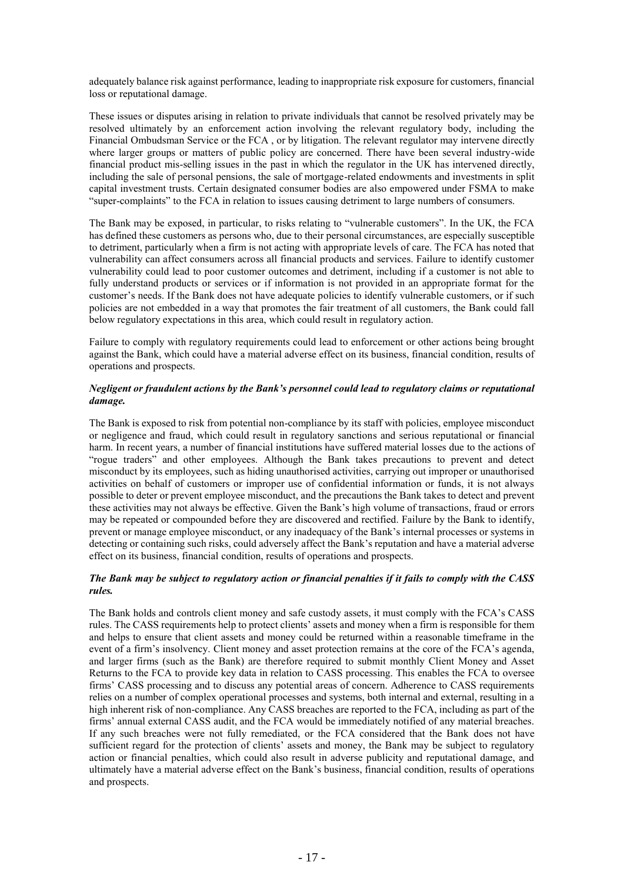adequately balance risk against performance, leading to inappropriate risk exposure for customers, financial loss or reputational damage.

These issues or disputes arising in relation to private individuals that cannot be resolved privately may be resolved ultimately by an enforcement action involving the relevant regulatory body, including the Financial Ombudsman Service or the FCA , or by litigation. The relevant regulator may intervene directly where larger groups or matters of public policy are concerned. There have been several industry-wide financial product mis-selling issues in the past in which the regulator in the UK has intervened directly, including the sale of personal pensions, the sale of mortgage-related endowments and investments in split capital investment trusts. Certain designated consumer bodies are also empowered under FSMA to make "super-complaints" to the FCA in relation to issues causing detriment to large numbers of consumers.

The Bank may be exposed, in particular, to risks relating to "vulnerable customers". In the UK, the FCA has defined these customers as persons who, due to their personal circumstances, are especially susceptible to detriment, particularly when a firm is not acting with appropriate levels of care. The FCA has noted that vulnerability can affect consumers across all financial products and services. Failure to identify customer vulnerability could lead to poor customer outcomes and detriment, including if a customer is not able to fully understand products or services or if information is not provided in an appropriate format for the customer's needs. If the Bank does not have adequate policies to identify vulnerable customers, or if such policies are not embedded in a way that promotes the fair treatment of all customers, the Bank could fall below regulatory expectations in this area, which could result in regulatory action.

Failure to comply with regulatory requirements could lead to enforcement or other actions being brought against the Bank, which could have a material adverse effect on its business, financial condition, results of operations and prospects.

***Negligent or fraudulent actions by the Bank's personnel could lead to regulatory claims or reputational damage.***

The Bank is exposed to risk from potential non-compliance by its staff with policies, employee misconduct or negligence and fraud, which could result in regulatory sanctions and serious reputational or financial harm. In recent years, a number of financial institutions have suffered material losses due to the actions of "rogue traders" and other employees. Although the Bank takes precautions to prevent and detect misconduct by its employees, such as hiding unauthorised activities, carrying out improper or unauthorised activities on behalf of customers or improper use of confidential information or funds, it is not always possible to deter or prevent employee misconduct, and the precautions the Bank takes to detect and prevent these activities may not always be effective. Given the Bank's high volume of transactions, fraud or errors may be repeated or compounded before they are discovered and rectified. Failure by the Bank to identify, prevent or manage employee misconduct, or any inadequacy of the Bank's internal processes or systems in detecting or containing such risks, could adversely affect the Bank's reputation and have a material adverse effect on its business, financial condition, results of operations and prospects.

***The Bank may be subject to regulatory action or financial penalties if it fails to comply with the CASS rules.***

The Bank holds and controls client money and safe custody assets, it must comply with the FCA's CASS rules. The CASS requirements help to protect clients' assets and money when a firm is responsible for them and helps to ensure that client assets and money could be returned within a reasonable timeframe in the event of a firm's insolvency. Client money and asset protection remains at the core of the FCA's agenda, and larger firms (such as the Bank) are therefore required to submit monthly Client Money and Asset Returns to the FCA to provide key data in relation to CASS processing. This enables the FCA to oversee firms' CASS processing and to discuss any potential areas of concern. Adherence to CASS requirements relies on a number of complex operational processes and systems, both internal and external, resulting in a high inherent risk of non-compliance. Any CASS breaches are reported to the FCA, including as part of the firms' annual external CASS audit, and the FCA would be immediately notified of any material breaches. If any such breaches were not fully remediated, or the FCA considered that the Bank does not have sufficient regard for the protection of clients' assets and money, the Bank may be subject to regulatory action or financial penalties, which could also result in adverse publicity and reputational damage, and ultimately have a material adverse effect on the Bank's business, financial condition, results of operations and prospects.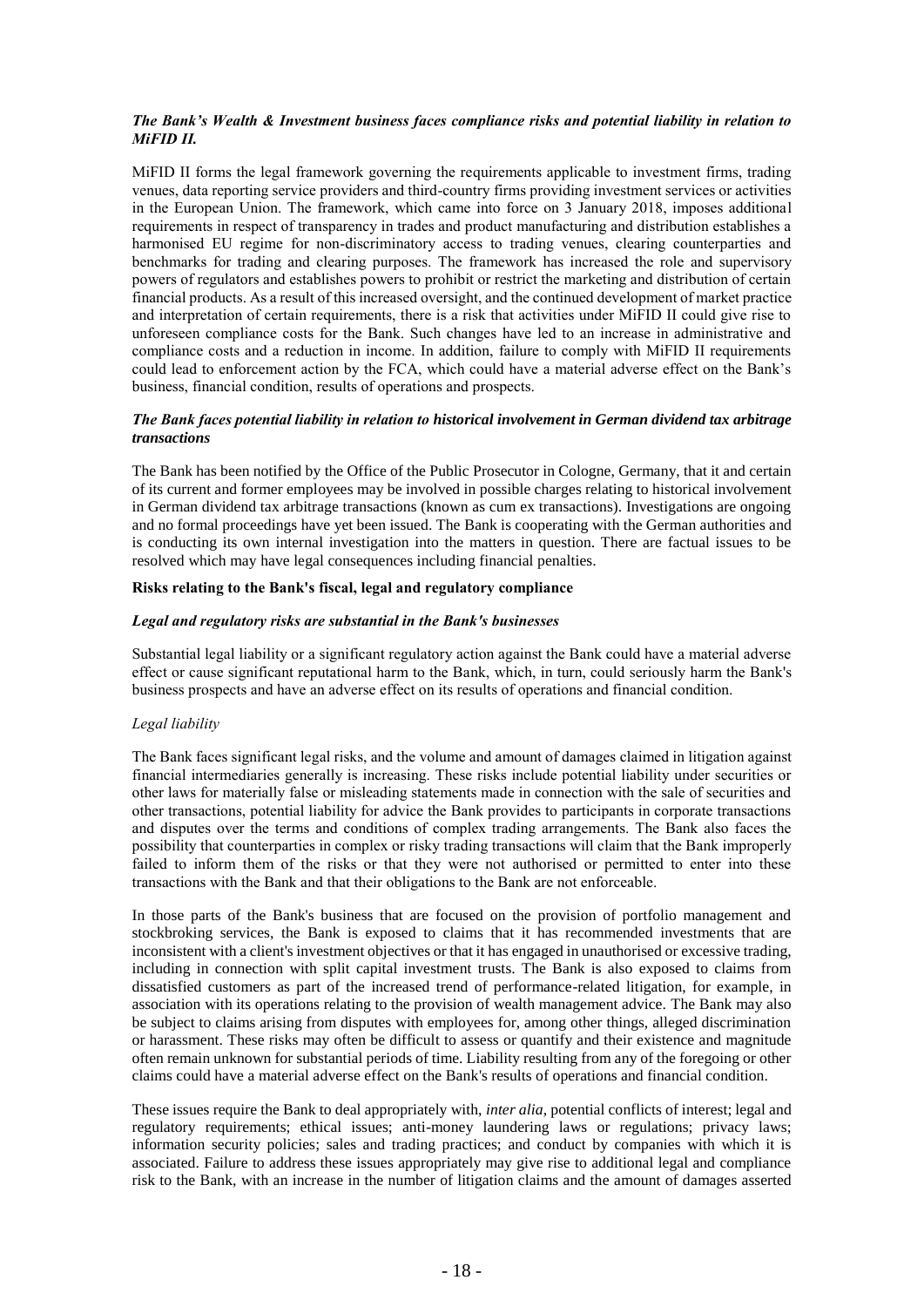***The Bank's Wealth & Investment business faces compliance risks and potential liability in relation to MiFID II.***

MiFID II forms the legal framework governing the requirements applicable to investment firms, trading venues, data reporting service providers and third-country firms providing investment services or activities in the European Union. The framework, which came into force on 3 January 2018, imposes additional requirements in respect of transparency in trades and product manufacturing and distribution establishes a harmonised EU regime for non-discriminatory access to trading venues, clearing counterparties and benchmarks for trading and clearing purposes. The framework has increased the role and supervisory powers of regulators and establishes powers to prohibit or restrict the marketing and distribution of certain financial products. As a result of this increased oversight, and the continued development of market practice and interpretation of certain requirements, there is a risk that activities under MiFID II could give rise to unforeseen compliance costs for the Bank. Such changes have led to an increase in administrative and compliance costs and a reduction in income. In addition, failure to comply with MiFID II requirements could lead to enforcement action by the FCA, which could have a material adverse effect on the Bank's business, financial condition, results of operations and prospects.

***The Bank faces potential liability in relation to historical involvement in German dividend tax arbitrage transactions***

The Bank has been notified by the Office of the Public Prosecutor in Cologne, Germany, that it and certain of its current and former employees may be involved in possible charges relating to historical involvement in German dividend tax arbitrage transactions (known as cum ex transactions). Investigations are ongoing and no formal proceedings have yet been issued. The Bank is cooperating with the German authorities and is conducting its own internal investigation into the matters in question. There are factual issues to be resolved which may have legal consequences including financial penalties.

**Risks relating to the Bank's fiscal, legal and regulatory compliance**

***Legal and regulatory risks are substantial in the Bank's businesses***

Substantial legal liability or a significant regulatory action against the Bank could have a material adverse effect or cause significant reputational harm to the Bank, which, in turn, could seriously harm the Bank's business prospects and have an adverse effect on its results of operations and financial condition.

*Legal liability*

The Bank faces significant legal risks, and the volume and amount of damages claimed in litigation against financial intermediaries generally is increasing. These risks include potential liability under securities or other laws for materially false or misleading statements made in connection with the sale of securities and other transactions, potential liability for advice the Bank provides to participants in corporate transactions and disputes over the terms and conditions of complex trading arrangements. The Bank also faces the possibility that counterparties in complex or risky trading transactions will claim that the Bank improperly failed to inform them of the risks or that they were not authorised or permitted to enter into these transactions with the Bank and that their obligations to the Bank are not enforceable.

In those parts of the Bank's business that are focused on the provision of portfolio management and stockbroking services, the Bank is exposed to claims that it has recommended investments that are inconsistent with a client's investment objectives or that it has engaged in unauthorised or excessive trading, including in connection with split capital investment trusts. The Bank is also exposed to claims from dissatisfied customers as part of the increased trend of performance-related litigation, for example, in association with its operations relating to the provision of wealth management advice. The Bank may also be subject to claims arising from disputes with employees for, among other things, alleged discrimination or harassment. These risks may often be difficult to assess or quantify and their existence and magnitude often remain unknown for substantial periods of time. Liability resulting from any of the foregoing or other claims could have a material adverse effect on the Bank's results of operations and financial condition.

These issues require the Bank to deal appropriately with, *inter alia*, potential conflicts of interest; legal and regulatory requirements; ethical issues; anti-money laundering laws or regulations; privacy laws; information security policies; sales and trading practices; and conduct by companies with which it is associated. Failure to address these issues appropriately may give rise to additional legal and compliance risk to the Bank, with an increase in the number of litigation claims and the amount of damages asserted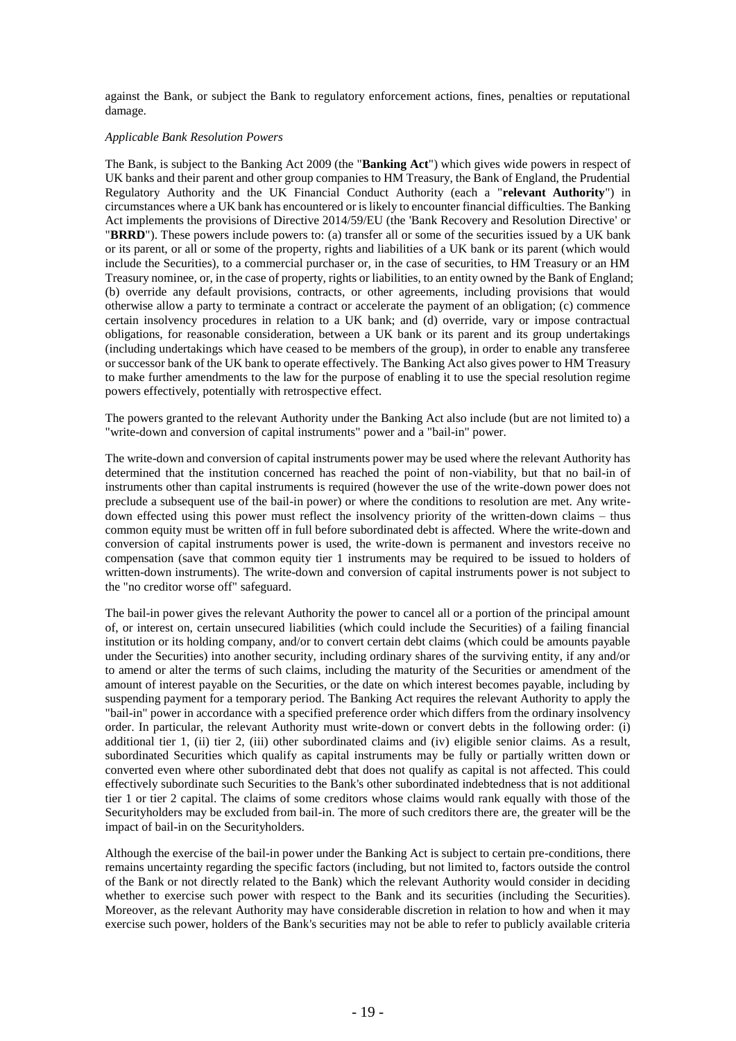against the Bank, or subject the Bank to regulatory enforcement actions, fines, penalties or reputational damage.

*Applicable Bank Resolution Powers*

The Bank, is subject to the Banking Act 2009 (the "**Banking Act**") which gives wide powers in respect of UK banks and their parent and other group companies to HM Treasury, the Bank of England, the Prudential Regulatory Authority and the UK Financial Conduct Authority (each a "**relevant Authority**") in circumstances where a UK bank has encountered or is likely to encounter financial difficulties. The Banking Act implements the provisions of Directive 2014/59/EU (the 'Bank Recovery and Resolution Directive' or "**BRRD**"). These powers include powers to: (a) transfer all or some of the securities issued by a UK bank or its parent, or all or some of the property, rights and liabilities of a UK bank or its parent (which would include the Securities), to a commercial purchaser or, in the case of securities, to HM Treasury or an HM Treasury nominee, or, in the case of property, rights or liabilities, to an entity owned by the Bank of England; (b) override any default provisions, contracts, or other agreements, including provisions that would otherwise allow a party to terminate a contract or accelerate the payment of an obligation; (c) commence certain insolvency procedures in relation to a UK bank; and (d) override, vary or impose contractual obligations, for reasonable consideration, between a UK bank or its parent and its group undertakings (including undertakings which have ceased to be members of the group), in order to enable any transferee or successor bank of the UK bank to operate effectively. The Banking Act also gives power to HM Treasury to make further amendments to the law for the purpose of enabling it to use the special resolution regime powers effectively, potentially with retrospective effect.

The powers granted to the relevant Authority under the Banking Act also include (but are not limited to) a "write-down and conversion of capital instruments" power and a "bail-in" power.

The write-down and conversion of capital instruments power may be used where the relevant Authority has determined that the institution concerned has reached the point of non-viability, but that no bail-in of instruments other than capital instruments is required (however the use of the write-down power does not preclude a subsequent use of the bail-in power) or where the conditions to resolution are met. Any write-down effected using this power must reflect the insolvency priority of the written-down claims – thus common equity must be written off in full before subordinated debt is affected. Where the write-down and conversion of capital instruments power is used, the write-down is permanent and investors receive no compensation (save that common equity tier 1 instruments may be required to be issued to holders of written-down instruments). The write-down and conversion of capital instruments power is not subject to the "no creditor worse off" safeguard.

The bail-in power gives the relevant Authority the power to cancel all or a portion of the principal amount of, or interest on, certain unsecured liabilities (which could include the Securities) of a failing financial institution or its holding company, and/or to convert certain debt claims (which could be amounts payable under the Securities) into another security, including ordinary shares of the surviving entity, if any and/or to amend or alter the terms of such claims, including the maturity of the Securities or amendment of the amount of interest payable on the Securities, or the date on which interest becomes payable, including by suspending payment for a temporary period. The Banking Act requires the relevant Authority to apply the "bail-in" power in accordance with a specified preference order which differs from the ordinary insolvency order. In particular, the relevant Authority must write-down or convert debts in the following order: (i) additional tier 1, (ii) tier 2, (iii) other subordinated claims and (iv) eligible senior claims. As a result, subordinated Securities which qualify as capital instruments may be fully or partially written down or converted even where other subordinated debt that does not qualify as capital is not affected. This could effectively subordinate such Securities to the Bank's other subordinated indebtedness that is not additional tier 1 or tier 2 capital. The claims of some creditors whose claims would rank equally with those of the Securityholders may be excluded from bail-in. The more of such creditors there are, the greater will be the impact of bail-in on the Securityholders.

Although the exercise of the bail-in power under the Banking Act is subject to certain pre-conditions, there remains uncertainty regarding the specific factors (including, but not limited to, factors outside the control of the Bank or not directly related to the Bank) which the relevant Authority would consider in deciding whether to exercise such power with respect to the Bank and its securities (including the Securities). Moreover, as the relevant Authority may have considerable discretion in relation to how and when it may exercise such power, holders of the Bank's securities may not be able to refer to publicly available criteria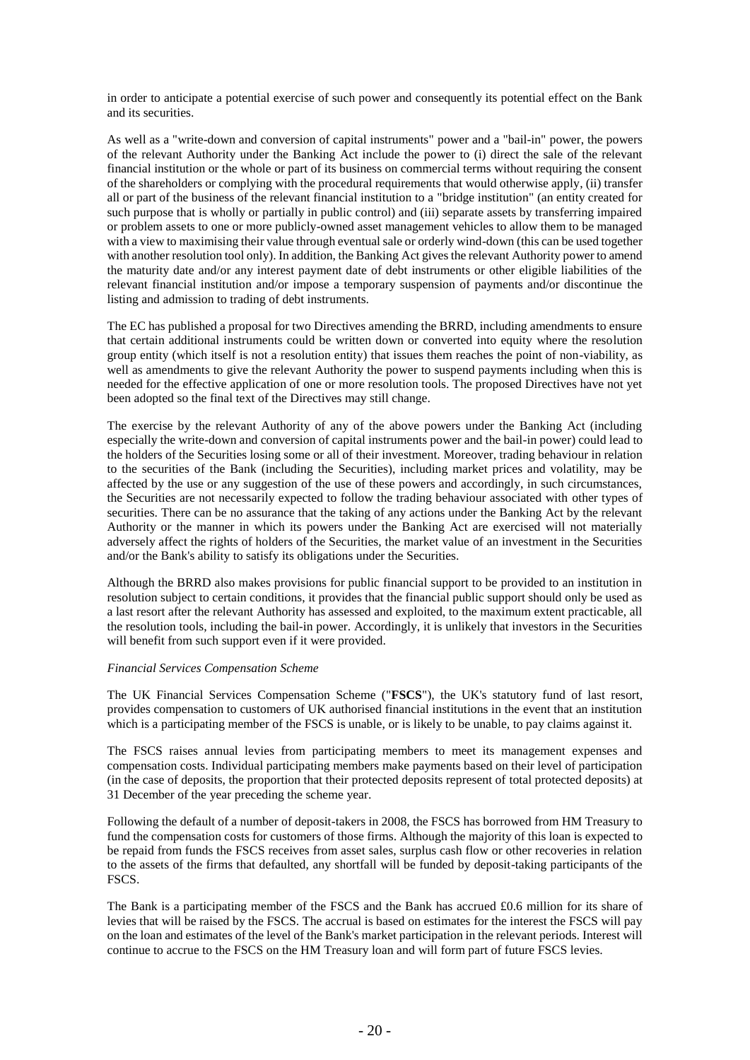in order to anticipate a potential exercise of such power and consequently its potential effect on the Bank and its securities.

As well as a "write-down and conversion of capital instruments" power and a "bail-in" power, the powers of the relevant Authority under the Banking Act include the power to (i) direct the sale of the relevant financial institution or the whole or part of its business on commercial terms without requiring the consent of the shareholders or complying with the procedural requirements that would otherwise apply, (ii) transfer all or part of the business of the relevant financial institution to a "bridge institution" (an entity created for such purpose that is wholly or partially in public control) and (iii) separate assets by transferring impaired or problem assets to one or more publicly-owned asset management vehicles to allow them to be managed with a view to maximising their value through eventual sale or orderly wind-down (this can be used together with another resolution tool only). In addition, the Banking Act gives the relevant Authority power to amend the maturity date and/or any interest payment date of debt instruments or other eligible liabilities of the relevant financial institution and/or impose a temporary suspension of payments and/or discontinue the listing and admission to trading of debt instruments.

The EC has published a proposal for two Directives amending the BRRD, including amendments to ensure that certain additional instruments could be written down or converted into equity where the resolution group entity (which itself is not a resolution entity) that issues them reaches the point of non-viability, as well as amendments to give the relevant Authority the power to suspend payments including when this is needed for the effective application of one or more resolution tools. The proposed Directives have not yet been adopted so the final text of the Directives may still change.

The exercise by the relevant Authority of any of the above powers under the Banking Act (including especially the write-down and conversion of capital instruments power and the bail-in power) could lead to the holders of the Securities losing some or all of their investment. Moreover, trading behaviour in relation to the securities of the Bank (including the Securities), including market prices and volatility, may be affected by the use or any suggestion of the use of these powers and accordingly, in such circumstances, the Securities are not necessarily expected to follow the trading behaviour associated with other types of securities. There can be no assurance that the taking of any actions under the Banking Act by the relevant Authority or the manner in which its powers under the Banking Act are exercised will not materially adversely affect the rights of holders of the Securities, the market value of an investment in the Securities and/or the Bank's ability to satisfy its obligations under the Securities.

Although the BRRD also makes provisions for public financial support to be provided to an institution in resolution subject to certain conditions, it provides that the financial public support should only be used as a last resort after the relevant Authority has assessed and exploited, to the maximum extent practicable, all the resolution tools, including the bail-in power. Accordingly, it is unlikely that investors in the Securities will benefit from such support even if it were provided.

*Financial Services Compensation Scheme*

The UK Financial Services Compensation Scheme ("**FSCS**"), the UK's statutory fund of last resort, provides compensation to customers of UK authorised financial institutions in the event that an institution which is a participating member of the FSCS is unable, or is likely to be unable, to pay claims against it.

The FSCS raises annual levies from participating members to meet its management expenses and compensation costs. Individual participating members make payments based on their level of participation (in the case of deposits, the proportion that their protected deposits represent of total protected deposits) at 31 December of the year preceding the scheme year.

Following the default of a number of deposit-takers in 2008, the FSCS has borrowed from HM Treasury to fund the compensation costs for customers of those firms. Although the majority of this loan is expected to be repaid from funds the FSCS receives from asset sales, surplus cash flow or other recoveries in relation to the assets of the firms that defaulted, any shortfall will be funded by deposit-taking participants of the FSCS.

The Bank is a participating member of the FSCS and the Bank has accrued £0.6 million for its share of levies that will be raised by the FSCS. The accrual is based on estimates for the interest the FSCS will pay on the loan and estimates of the level of the Bank's market participation in the relevant periods. Interest will continue to accrue to the FSCS on the HM Treasury loan and will form part of future FSCS levies.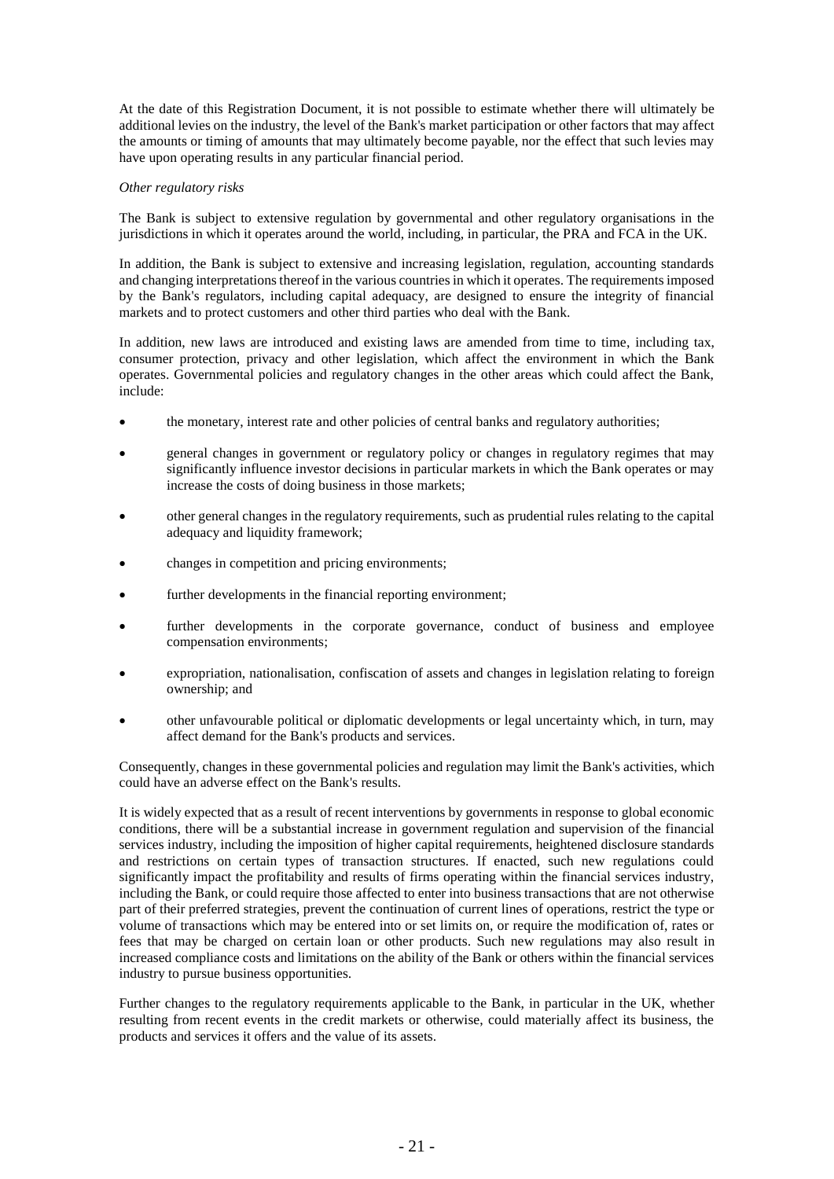At the date of this Registration Document, it is not possible to estimate whether there will ultimately be additional levies on the industry, the level of the Bank's market participation or other factors that may affect the amounts or timing of amounts that may ultimately become payable, nor the effect that such levies may have upon operating results in any particular financial period.

*Other regulatory risks*

The Bank is subject to extensive regulation by governmental and other regulatory organisations in the jurisdictions in which it operates around the world, including, in particular, the PRA and FCA in the UK.

In addition, the Bank is subject to extensive and increasing legislation, regulation, accounting standards and changing interpretations thereof in the various countries in which it operates. The requirements imposed by the Bank's regulators, including capital adequacy, are designed to ensure the integrity of financial markets and to protect customers and other third parties who deal with the Bank.

In addition, new laws are introduced and existing laws are amended from time to time, including tax, consumer protection, privacy and other legislation, which affect the environment in which the Bank operates. Governmental policies and regulatory changes in the other areas which could affect the Bank, include:

- the monetary, interest rate and other policies of central banks and regulatory authorities;
- general changes in government or regulatory policy or changes in regulatory regimes that may significantly influence investor decisions in particular markets in which the Bank operates or may increase the costs of doing business in those markets;
- other general changes in the regulatory requirements, such as prudential rules relating to the capital adequacy and liquidity framework;
- changes in competition and pricing environments;
- further developments in the financial reporting environment;
- further developments in the corporate governance, conduct of business and employee compensation environments;
- expropriation, nationalisation, confiscation of assets and changes in legislation relating to foreign ownership; and
- other unfavourable political or diplomatic developments or legal uncertainty which, in turn, may affect demand for the Bank's products and services.

Consequently, changes in these governmental policies and regulation may limit the Bank's activities, which could have an adverse effect on the Bank's results.

It is widely expected that as a result of recent interventions by governments in response to global economic conditions, there will be a substantial increase in government regulation and supervision of the financial services industry, including the imposition of higher capital requirements, heightened disclosure standards and restrictions on certain types of transaction structures. If enacted, such new regulations could significantly impact the profitability and results of firms operating within the financial services industry, including the Bank, or could require those affected to enter into business transactions that are not otherwise part of their preferred strategies, prevent the continuation of current lines of operations, restrict the type or volume of transactions which may be entered into or set limits on, or require the modification of, rates or fees that may be charged on certain loan or other products. Such new regulations may also result in increased compliance costs and limitations on the ability of the Bank or others within the financial services industry to pursue business opportunities.

Further changes to the regulatory requirements applicable to the Bank, in particular in the UK, whether resulting from recent events in the credit markets or otherwise, could materially affect its business, the products and services it offers and the value of its assets.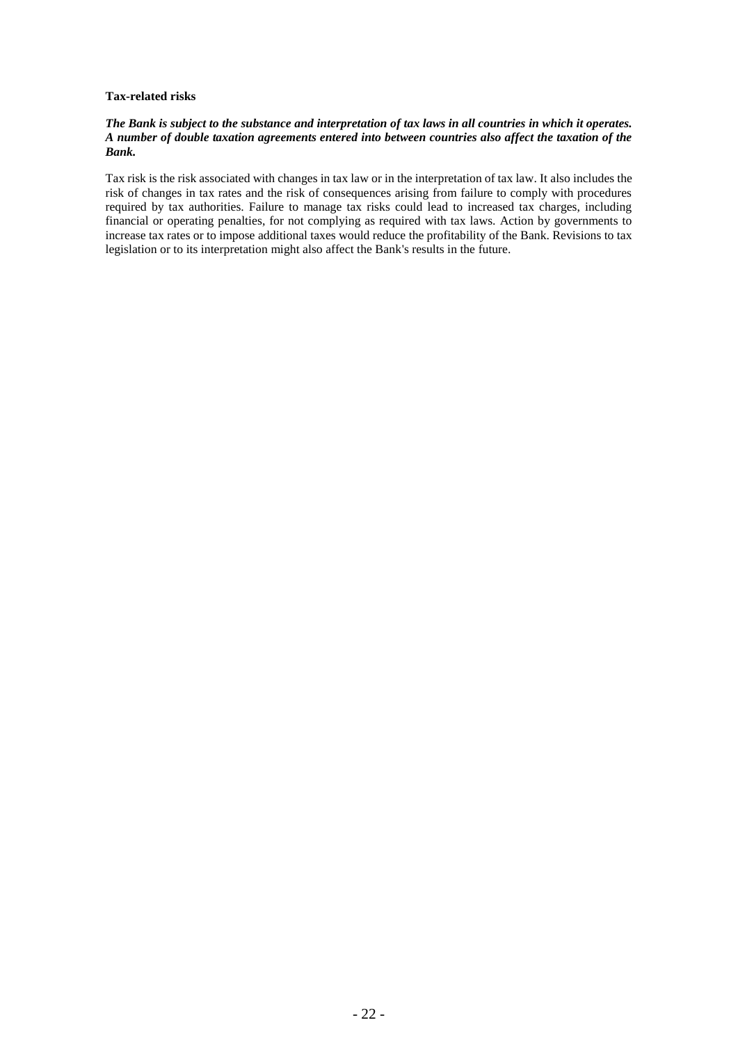**Tax-related risks**

***The Bank is subject to the substance and interpretation of tax laws in all countries in which it operates. A number of double taxation agreements entered into between countries also affect the taxation of the Bank.***

Tax risk is the risk associated with changes in tax law or in the interpretation of tax law. It also includes the risk of changes in tax rates and the risk of consequences arising from failure to comply with procedures required by tax authorities. Failure to manage tax risks could lead to increased tax charges, including financial or operating penalties, for not complying as required with tax laws. Action by governments to increase tax rates or to impose additional taxes would reduce the profitability of the Bank. Revisions to tax legislation or to its interpretation might also affect the Bank's results in the future.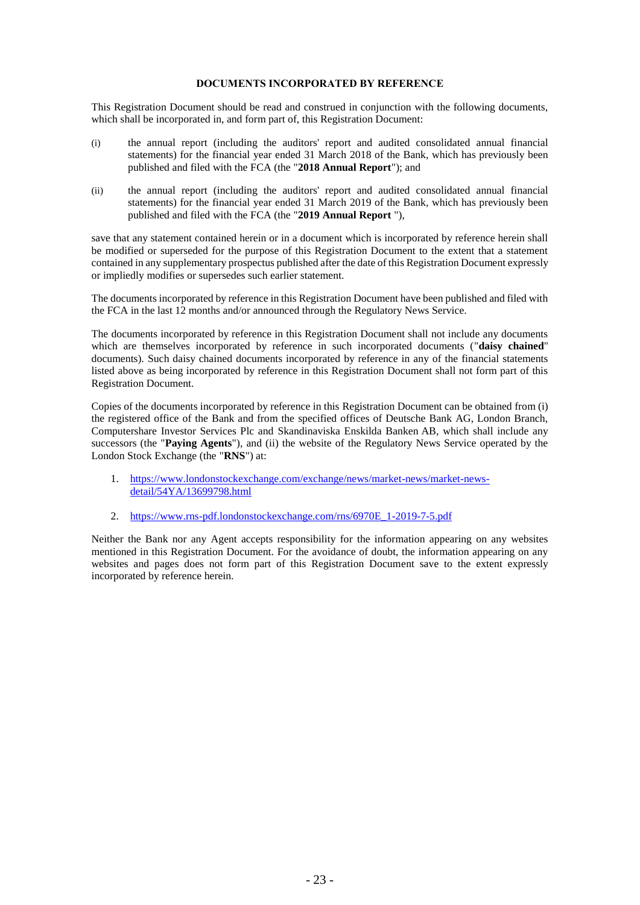## DOCUMENTS INCORPORATED BY REFERENCE

This Registration Document should be read and construed in conjunction with the following documents, which shall be incorporated in, and form part of, this Registration Document:

(i) the annual report (including the auditors' report and audited consolidated annual financial statements) for the financial year ended 31 March 2018 of the Bank, which has previously been published and filed with the FCA (the "**2018 Annual Report**"); and

(ii) the annual report (including the auditors' report and audited consolidated annual financial statements) for the financial year ended 31 March 2019 of the Bank, which has previously been published and filed with the FCA (the "**2019 Annual Report** "),

save that any statement contained herein or in a document which is incorporated by reference herein shall be modified or superseded for the purpose of this Registration Document to the extent that a statement contained in any supplementary prospectus published after the date of this Registration Document expressly or impliedly modifies or supersedes such earlier statement.

The documents incorporated by reference in this Registration Document have been published and filed with the FCA in the last 12 months and/or announced through the Regulatory News Service.

The documents incorporated by reference in this Registration Document shall not include any documents which are themselves incorporated by reference in such incorporated documents ("**daisy chained**" documents). Such daisy chained documents incorporated by reference in any of the financial statements listed above as being incorporated by reference in this Registration Document shall not form part of this Registration Document.

Copies of the documents incorporated by reference in this Registration Document can be obtained from (i) the registered office of the Bank and from the specified offices of Deutsche Bank AG, London Branch, Computershare Investor Services Plc and Skandinaviska Enskilda Banken AB, which shall include any successors (the "**Paying Agents**"), and (ii) the website of the Regulatory News Service operated by the London Stock Exchange (the "**RNS**") at:

1. https://www.londonstockexchange.com/exchange/news/market-news/market-news-detail/54YA/13699798.html

2. https://www.rns-pdf.londonstockexchange.com/rns/6970E_1-2019-7-5.pdf

Neither the Bank nor any Agent accepts responsibility for the information appearing on any websites mentioned in this Registration Document. For the avoidance of doubt, the information appearing on any websites and pages does not form part of this Registration Document save to the extent expressly incorporated by reference herein.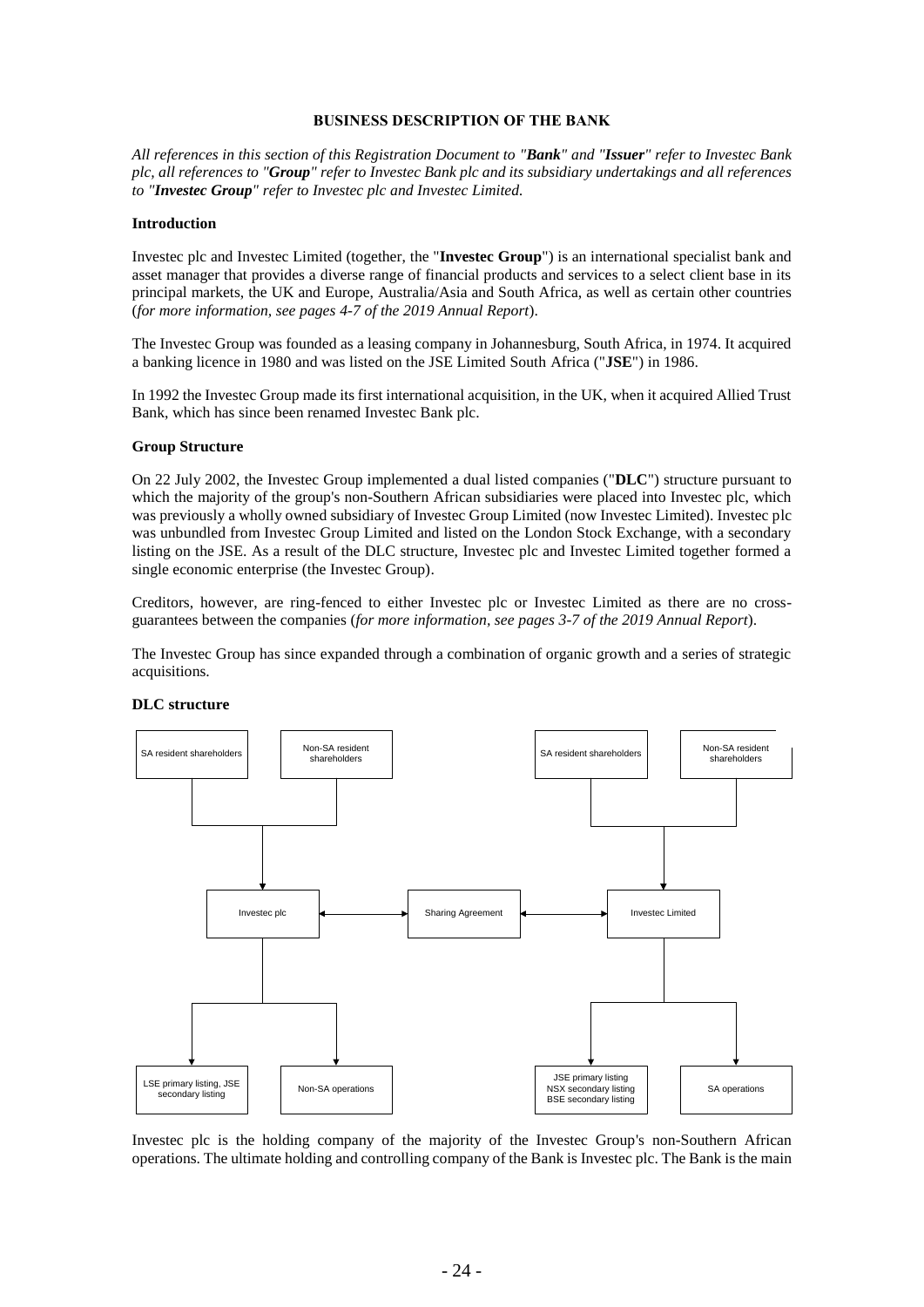## BUSINESS DESCRIPTION OF THE BANK

*All references in this section of this Registration Document to "**Bank**" and "**Issuer**" refer to Investec Bank plc, all references to "**Group**" refer to Investec Bank plc and its subsidiary undertakings and all references to "**Investec Group**" refer to Investec plc and Investec Limited.*

### Introduction

Investec plc and Investec Limited (together, the "**Investec Group**") is an international specialist bank and asset manager that provides a diverse range of financial products and services to a select client base in its principal markets, the UK and Europe, Australia/Asia and South Africa, as well as certain other countries (*for more information, see pages 4-7 of the 2019 Annual Report*).

The Investec Group was founded as a leasing company in Johannesburg, South Africa, in 1974. It acquired a banking licence in 1980 and was listed on the JSE Limited South Africa ("**JSE**") in 1986.

In 1992 the Investec Group made its first international acquisition, in the UK, when it acquired Allied Trust Bank, which has since been renamed Investec Bank plc.

### Group Structure

On 22 July 2002, the Investec Group implemented a dual listed companies ("**DLC**") structure pursuant to which the majority of the group's non-Southern African subsidiaries were placed into Investec plc, which was previously a wholly owned subsidiary of Investec Group Limited (now Investec Limited). Investec plc was unbundled from Investec Group Limited and listed on the London Stock Exchange, with a secondary listing on the JSE. As a result of the DLC structure, Investec plc and Investec Limited together formed a single economic enterprise (the Investec Group).

Creditors, however, are ring-fenced to either Investec plc or Investec Limited as there are no cross-guarantees between the companies (*for more information, see pages 3-7 of the 2019 Annual Report*).

The Investec Group has since expanded through a combination of organic growth and a series of strategic acquisitions.

### DLC structure

SA resident shareholders | Non-SA resident shareholders → Investec plc

SA resident shareholders | Non-SA resident shareholders → Investec Limited

Investec plc ↔ Sharing Agreement ↔ Investec Limited

Investec plc → LSE primary listing, JSE secondary listing | Non-SA operations

Investec Limited → JSE primary listing, NSX secondary listing, BSE secondary listing | SA operations

Investec plc is the holding company of the majority of the Investec Group's non-Southern African operations. The ultimate holding and controlling company of the Bank is Investec plc. The Bank is the main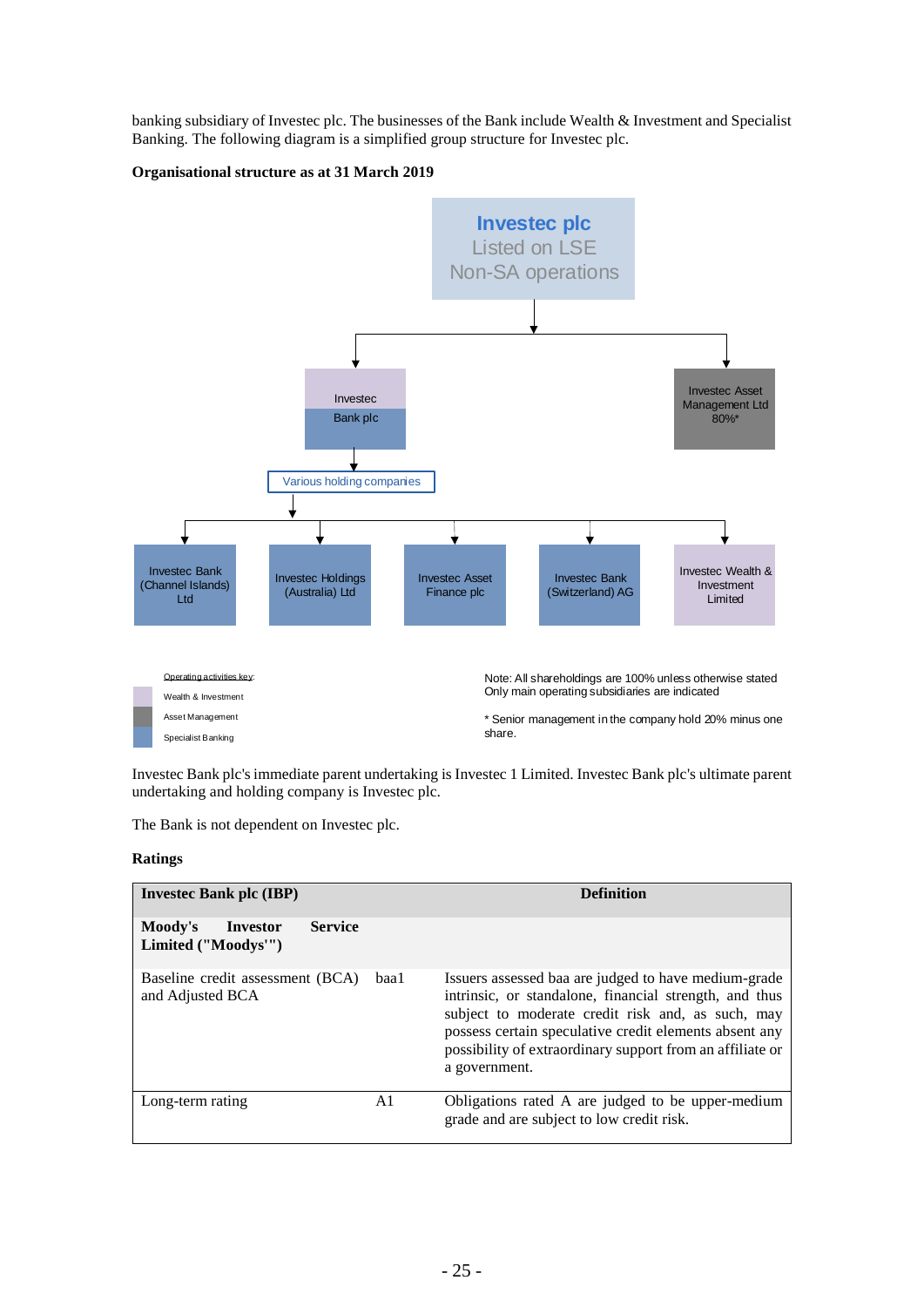banking subsidiary of Investec plc. The businesses of the Bank include Wealth & Investment and Specialist Banking. The following diagram is a simplified group structure for Investec plc.

**Organisational structure as at 31 March 2019**

Investec plc
Listed on LSE
Non-SA operations

Investec Bank plc

Investec Asset Management Ltd 80%*

Various holding companies

Investec Bank (Channel Islands) Ltd

Investec Holdings (Australia) Ltd

Investec Asset Finance plc

Investec Bank (Switzerland) AG

Investec Wealth & Investment Limited

Operating activities key:

Wealth & Investment

Asset Management

Specialist Banking

Note: All shareholdings are 100% unless otherwise stated
Only main operating subsidiaries are indicated

* Senior management in the company hold 20% minus one share.

Investec Bank plc's immediate parent undertaking is Investec 1 Limited. Investec Bank plc's ultimate parent undertaking and holding company is Investec plc.

The Bank is not dependent on Investec plc.

**Ratings**

| **Investec Bank plc (IBP)** | | **Definition** |
|---|---|---|
| **Moody's Investor Service Limited ("Moodys'")** | | |
| Baseline credit assessment (BCA) and Adjusted BCA | baa1 | Issuers assessed baa are judged to have medium-grade intrinsic, or standalone, financial strength, and thus subject to moderate credit risk and, as such, may possess certain speculative credit elements absent any possibility of extraordinary support from an affiliate or a government. |
| Long-term rating | A1 | Obligations rated A are judged to be upper-medium grade and are subject to low credit risk. |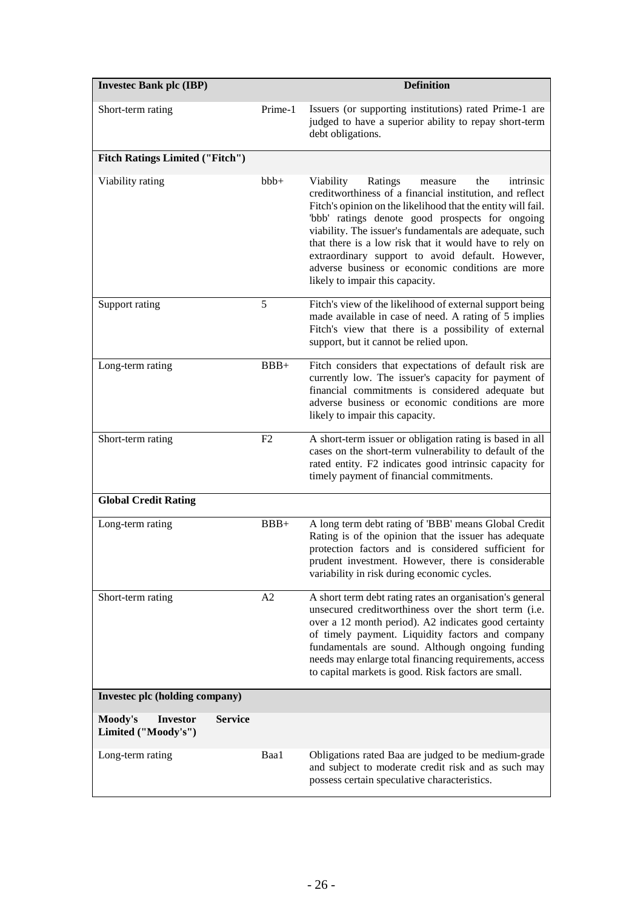| **Investec Bank plc (IBP)** | | **Definition** |
|---|---|---|
| Short-term rating | Prime-1 | Issuers (or supporting institutions) rated Prime-1 are judged to have a superior ability to repay short-term debt obligations. |
| **Fitch Ratings Limited ("Fitch")** | | |
| Viability rating | bbb+ | Viability Ratings measure the intrinsic creditworthiness of a financial institution, and reflect Fitch's opinion on the likelihood that the entity will fail. 'bbb' ratings denote good prospects for ongoing viability. The issuer's fundamentals are adequate, such that there is a low risk that it would have to rely on extraordinary support to avoid default. However, adverse business or economic conditions are more likely to impair this capacity. |
| Support rating | 5 | Fitch's view of the likelihood of external support being made available in case of need. A rating of 5 implies Fitch's view that there is a possibility of external support, but it cannot be relied upon. |
| Long-term rating | BBB+ | Fitch considers that expectations of default risk are currently low. The issuer's capacity for payment of financial commitments is considered adequate but adverse business or economic conditions are more likely to impair this capacity. |
| Short-term rating | F2 | A short-term issuer or obligation rating is based in all cases on the short-term vulnerability to default of the rated entity. F2 indicates good intrinsic capacity for timely payment of financial commitments. |
| **Global Credit Rating** | | |
| Long-term rating | BBB+ | A long term debt rating of 'BBB' means Global Credit Rating is of the opinion that the issuer has adequate protection factors and is considered sufficient for prudent investment. However, there is considerable variability in risk during economic cycles. |
| Short-term rating | A2 | A short term debt rating rates an organisation's general unsecured creditworthiness over the short term (i.e. over a 12 month period). A2 indicates good certainty of timely payment. Liquidity factors and company fundamentals are sound. Although ongoing funding needs may enlarge total financing requirements, access to capital markets is good. Risk factors are small. |
| **Investec plc (holding company)** | | |
| **Moody's Investor Service Limited ("Moody's")** | | |
| Long-term rating | Baa1 | Obligations rated Baa are judged to be medium-grade and subject to moderate credit risk and as such may possess certain speculative characteristics. |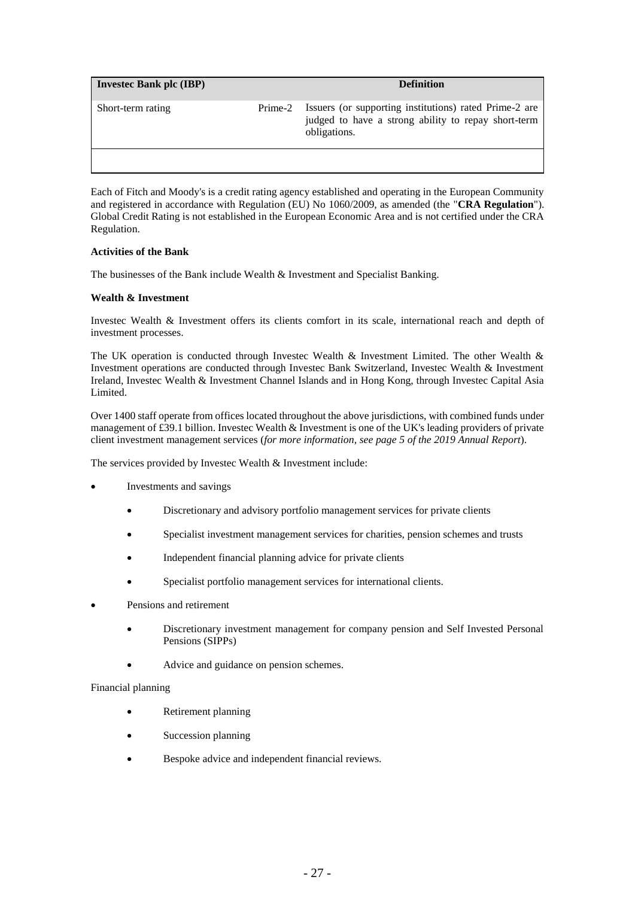| Investec Bank plc (IBP) | | Definition |
|---|---|---|
| Short-term rating | Prime-2 | Issuers (or supporting institutions) rated Prime-2 are judged to have a strong ability to repay short-term obligations. |
| | | |

Each of Fitch and Moody's is a credit rating agency established and operating in the European Community and registered in accordance with Regulation (EU) No 1060/2009, as amended (the "**CRA Regulation**"). Global Credit Rating is not established in the European Economic Area and is not certified under the CRA Regulation.

**Activities of the Bank**

The businesses of the Bank include Wealth & Investment and Specialist Banking.

**Wealth & Investment**

Investec Wealth & Investment offers its clients comfort in its scale, international reach and depth of investment processes.

The UK operation is conducted through Investec Wealth & Investment Limited. The other Wealth & Investment operations are conducted through Investec Bank Switzerland, Investec Wealth & Investment Ireland, Investec Wealth & Investment Channel Islands and in Hong Kong, through Investec Capital Asia Limited.

Over 1400 staff operate from offices located throughout the above jurisdictions, with combined funds under management of £39.1 billion. Investec Wealth & Investment is one of the UK's leading providers of private client investment management services (*for more information, see page 5 of the 2019 Annual Report*).

The services provided by Investec Wealth & Investment include:

- Investments and savings
  - Discretionary and advisory portfolio management services for private clients
  - Specialist investment management services for charities, pension schemes and trusts
  - Independent financial planning advice for private clients
  - Specialist portfolio management services for international clients.
- Pensions and retirement
  - Discretionary investment management for company pension and Self Invested Personal Pensions (SIPPs)
  - Advice and guidance on pension schemes.

Financial planning

- Retirement planning
- Succession planning
- Bespoke advice and independent financial reviews.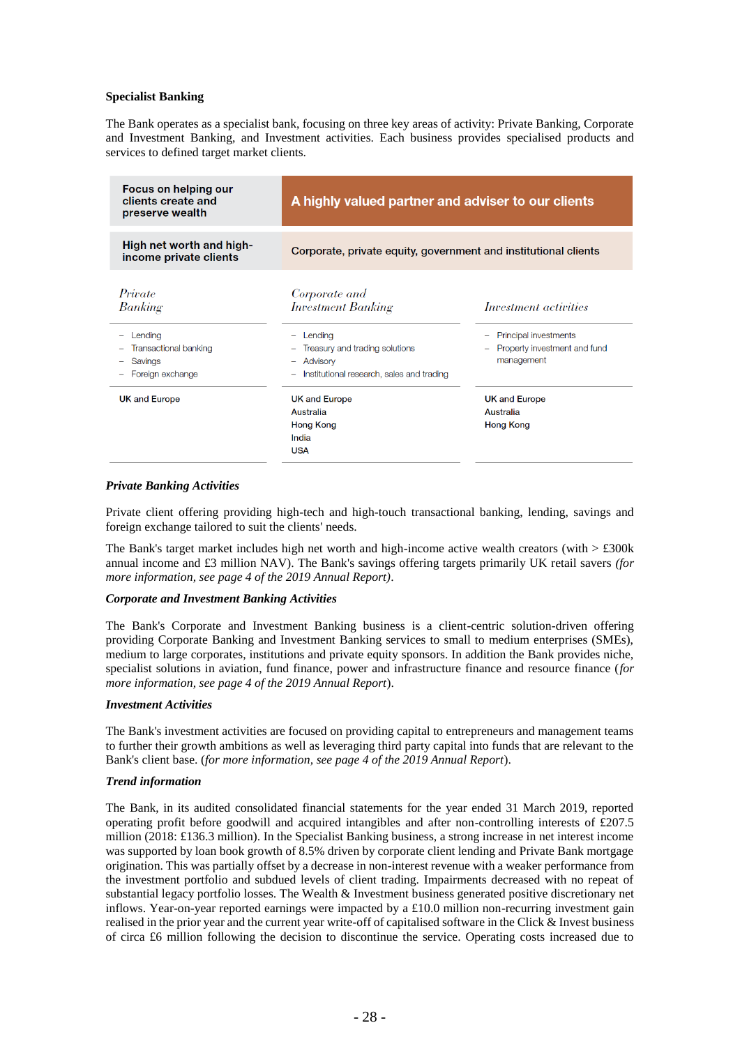**Specialist Banking**

The Bank operates as a specialist bank, focusing on three key areas of activity: Private Banking, Corporate and Investment Banking, and Investment activities. Each business provides specialised products and services to defined target market clients.

| **Focus on helping our clients create and preserve wealth** | **A highly valued partner and adviser to our clients** | |
|---|---|---|
| **High net worth and high-income private clients** | Corporate, private equity, government and institutional clients | |
| *Private Banking* | *Corporate and Investment Banking* | *Investment activities* |
| – Lending<br>– Transactional banking<br>– Savings<br>– Foreign exchange | – Lending<br>– Treasury and trading solutions<br>– Advisory<br>– Institutional research, sales and trading | – Principal investments<br>– Property investment and fund management |
| UK and Europe | UK and Europe<br>Australia<br>Hong Kong<br>India<br>USA | UK and Europe<br>Australia<br>Hong Kong |

***Private Banking Activities***

Private client offering providing high-tech and high-touch transactional banking, lending, savings and foreign exchange tailored to suit the clients' needs.

The Bank's target market includes high net worth and high-income active wealth creators (with > £300k annual income and £3 million NAV). The Bank's savings offering targets primarily UK retail savers *(for more information, see page 4 of the 2019 Annual Report)*.

***Corporate and Investment Banking Activities***

The Bank's Corporate and Investment Banking business is a client-centric solution-driven offering providing Corporate Banking and Investment Banking services to small to medium enterprises (SMEs), medium to large corporates, institutions and private equity sponsors. In addition the Bank provides niche, specialist solutions in aviation, fund finance, power and infrastructure finance and resource finance (*for more information, see page 4 of the 2019 Annual Report*).

***Investment Activities***

The Bank's investment activities are focused on providing capital to entrepreneurs and management teams to further their growth ambitions as well as leveraging third party capital into funds that are relevant to the Bank's client base. (*for more information, see page 4 of the 2019 Annual Report*).

***Trend information***

The Bank, in its audited consolidated financial statements for the year ended 31 March 2019, reported operating profit before goodwill and acquired intangibles and after non-controlling interests of £207.5 million (2018: £136.3 million). In the Specialist Banking business, a strong increase in net interest income was supported by loan book growth of 8.5% driven by corporate client lending and Private Bank mortgage origination. This was partially offset by a decrease in non-interest revenue with a weaker performance from the investment portfolio and subdued levels of client trading. Impairments decreased with no repeat of substantial legacy portfolio losses. The Wealth & Investment business generated positive discretionary net inflows. Year-on-year reported earnings were impacted by a £10.0 million non-recurring investment gain realised in the prior year and the current year write-off of capitalised software in the Click & Invest business of circa £6 million following the decision to discontinue the service. Operating costs increased due to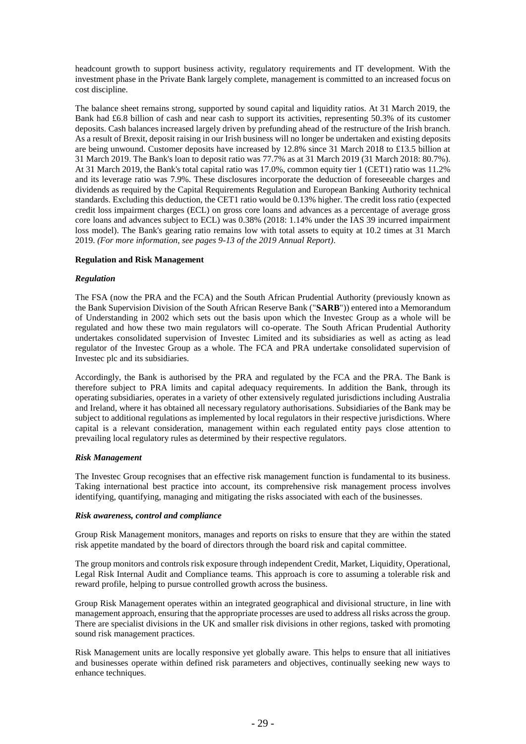headcount growth to support business activity, regulatory requirements and IT development. With the investment phase in the Private Bank largely complete, management is committed to an increased focus on cost discipline.

The balance sheet remains strong, supported by sound capital and liquidity ratios. At 31 March 2019, the Bank had £6.8 billion of cash and near cash to support its activities, representing 50.3% of its customer deposits. Cash balances increased largely driven by prefunding ahead of the restructure of the Irish branch. As a result of Brexit, deposit raising in our Irish business will no longer be undertaken and existing deposits are being unwound. Customer deposits have increased by 12.8% since 31 March 2018 to £13.5 billion at 31 March 2019. The Bank's loan to deposit ratio was 77.7% as at 31 March 2019 (31 March 2018: 80.7%). At 31 March 2019, the Bank's total capital ratio was 17.0%, common equity tier 1 (CET1) ratio was 11.2% and its leverage ratio was 7.9%. These disclosures incorporate the deduction of foreseeable charges and dividends as required by the Capital Requirements Regulation and European Banking Authority technical standards. Excluding this deduction, the CET1 ratio would be 0.13% higher. The credit loss ratio (expected credit loss impairment charges (ECL) on gross core loans and advances as a percentage of average gross core loans and advances subject to ECL) was 0.38% (2018: 1.14% under the IAS 39 incurred impairment loss model). The Bank's gearing ratio remains low with total assets to equity at 10.2 times at 31 March 2019. *(For more information, see pages 9-13 of the 2019 Annual Report).*

**Regulation and Risk Management**

***Regulation***

The FSA (now the PRA and the FCA) and the South African Prudential Authority (previously known as the Bank Supervision Division of the South African Reserve Bank ("**SARB**")) entered into a Memorandum of Understanding in 2002 which sets out the basis upon which the Investec Group as a whole will be regulated and how these two main regulators will co-operate. The South African Prudential Authority undertakes consolidated supervision of Investec Limited and its subsidiaries as well as acting as lead regulator of the Investec Group as a whole. The FCA and PRA undertake consolidated supervision of Investec plc and its subsidiaries.

Accordingly, the Bank is authorised by the PRA and regulated by the FCA and the PRA. The Bank is therefore subject to PRA limits and capital adequacy requirements. In addition the Bank, through its operating subsidiaries, operates in a variety of other extensively regulated jurisdictions including Australia and Ireland, where it has obtained all necessary regulatory authorisations. Subsidiaries of the Bank may be subject to additional regulations as implemented by local regulators in their respective jurisdictions. Where capital is a relevant consideration, management within each regulated entity pays close attention to prevailing local regulatory rules as determined by their respective regulators.

***Risk Management***

The Investec Group recognises that an effective risk management function is fundamental to its business. Taking international best practice into account, its comprehensive risk management process involves identifying, quantifying, managing and mitigating the risks associated with each of the businesses.

***Risk awareness, control and compliance***

Group Risk Management monitors, manages and reports on risks to ensure that they are within the stated risk appetite mandated by the board of directors through the board risk and capital committee.

The group monitors and controls risk exposure through independent Credit, Market, Liquidity, Operational, Legal Risk Internal Audit and Compliance teams. This approach is core to assuming a tolerable risk and reward profile, helping to pursue controlled growth across the business.

Group Risk Management operates within an integrated geographical and divisional structure, in line with management approach, ensuring that the appropriate processes are used to address all risks across the group. There are specialist divisions in the UK and smaller risk divisions in other regions, tasked with promoting sound risk management practices.

Risk Management units are locally responsive yet globally aware. This helps to ensure that all initiatives and businesses operate within defined risk parameters and objectives, continually seeking new ways to enhance techniques.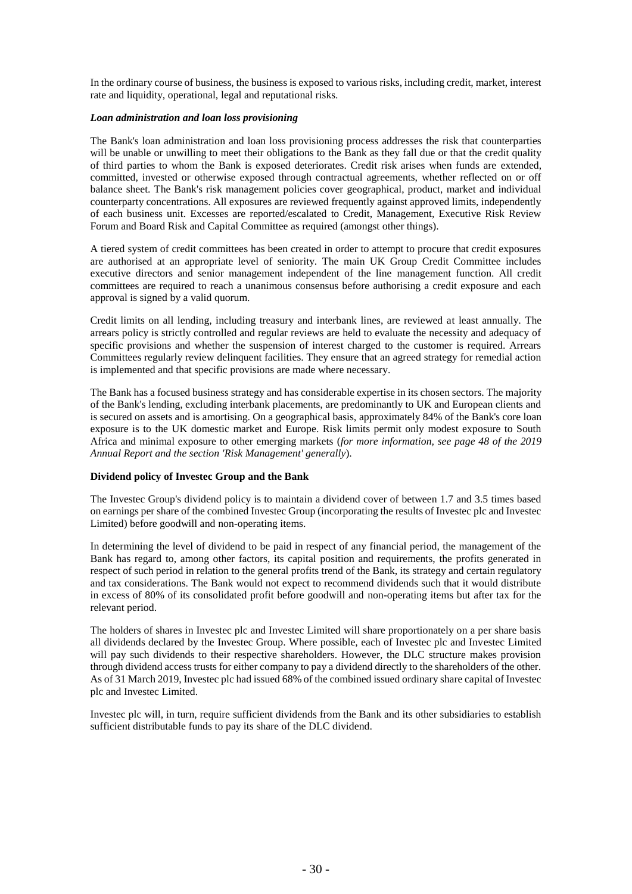In the ordinary course of business, the business is exposed to various risks, including credit, market, interest rate and liquidity, operational, legal and reputational risks.

***Loan administration and loan loss provisioning***

The Bank's loan administration and loan loss provisioning process addresses the risk that counterparties will be unable or unwilling to meet their obligations to the Bank as they fall due or that the credit quality of third parties to whom the Bank is exposed deteriorates. Credit risk arises when funds are extended, committed, invested or otherwise exposed through contractual agreements, whether reflected on or off balance sheet. The Bank's risk management policies cover geographical, product, market and individual counterparty concentrations. All exposures are reviewed frequently against approved limits, independently of each business unit. Excesses are reported/escalated to Credit, Management, Executive Risk Review Forum and Board Risk and Capital Committee as required (amongst other things).

A tiered system of credit committees has been created in order to attempt to procure that credit exposures are authorised at an appropriate level of seniority. The main UK Group Credit Committee includes executive directors and senior management independent of the line management function. All credit committees are required to reach a unanimous consensus before authorising a credit exposure and each approval is signed by a valid quorum.

Credit limits on all lending, including treasury and interbank lines, are reviewed at least annually. The arrears policy is strictly controlled and regular reviews are held to evaluate the necessity and adequacy of specific provisions and whether the suspension of interest charged to the customer is required. Arrears Committees regularly review delinquent facilities. They ensure that an agreed strategy for remedial action is implemented and that specific provisions are made where necessary.

The Bank has a focused business strategy and has considerable expertise in its chosen sectors. The majority of the Bank's lending, excluding interbank placements, are predominantly to UK and European clients and is secured on assets and is amortising. On a geographical basis, approximately 84% of the Bank's core loan exposure is to the UK domestic market and Europe. Risk limits permit only modest exposure to South Africa and minimal exposure to other emerging markets (*for more information, see page 48 of the 2019 Annual Report and the section 'Risk Management' generally*).

**Dividend policy of Investec Group and the Bank**

The Investec Group's dividend policy is to maintain a dividend cover of between 1.7 and 3.5 times based on earnings per share of the combined Investec Group (incorporating the results of Investec plc and Investec Limited) before goodwill and non-operating items.

In determining the level of dividend to be paid in respect of any financial period, the management of the Bank has regard to, among other factors, its capital position and requirements, the profits generated in respect of such period in relation to the general profits trend of the Bank, its strategy and certain regulatory and tax considerations. The Bank would not expect to recommend dividends such that it would distribute in excess of 80% of its consolidated profit before goodwill and non-operating items but after tax for the relevant period.

The holders of shares in Investec plc and Investec Limited will share proportionately on a per share basis all dividends declared by the Investec Group. Where possible, each of Investec plc and Investec Limited will pay such dividends to their respective shareholders. However, the DLC structure makes provision through dividend access trusts for either company to pay a dividend directly to the shareholders of the other. As of 31 March 2019, Investec plc had issued 68% of the combined issued ordinary share capital of Investec plc and Investec Limited.

Investec plc will, in turn, require sufficient dividends from the Bank and its other subsidiaries to establish sufficient distributable funds to pay its share of the DLC dividend.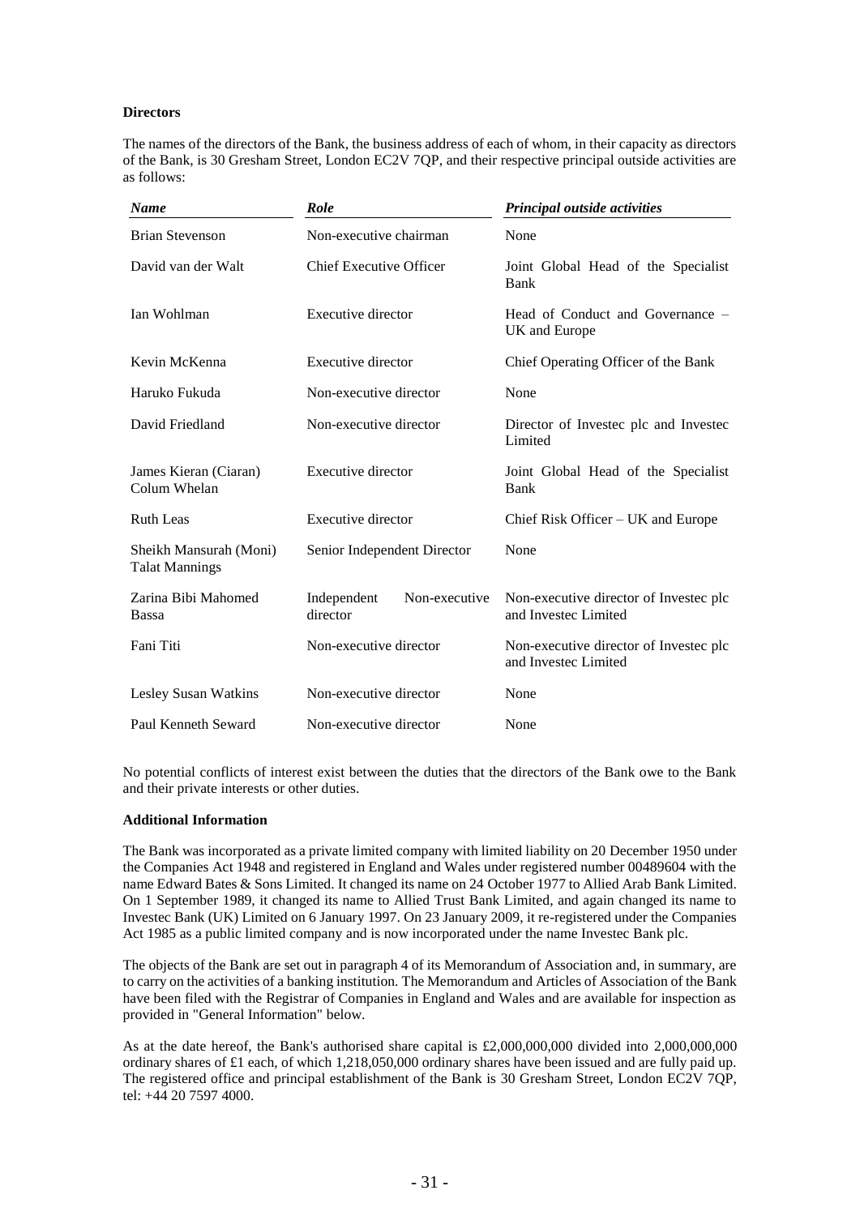**Directors**

The names of the directors of the Bank, the business address of each of whom, in their capacity as directors of the Bank, is 30 Gresham Street, London EC2V 7QP, and their respective principal outside activities are as follows:

| *Name* | *Role* | *Principal outside activities* |
|---|---|---|
| Brian Stevenson | Non-executive chairman | None |
| David van der Walt | Chief Executive Officer | Joint Global Head of the Specialist Bank |
| Ian Wohlman | Executive director | Head of Conduct and Governance – UK and Europe |
| Kevin McKenna | Executive director | Chief Operating Officer of the Bank |
| Haruko Fukuda | Non-executive director | None |
| David Friedland | Non-executive director | Director of Investec plc and Investec Limited |
| James Kieran (Ciaran) Colum Whelan | Executive director | Joint Global Head of the Specialist Bank |
| Ruth Leas | Executive director | Chief Risk Officer – UK and Europe |
| Sheikh Mansurah (Moni) Talat Mannings | Senior Independent Director | None |
| Zarina Bibi Mahomed Bassa | Independent Non-executive director | Non-executive director of Investec plc and Investec Limited |
| Fani Titi | Non-executive director | Non-executive director of Investec plc and Investec Limited |
| Lesley Susan Watkins | Non-executive director | None |
| Paul Kenneth Seward | Non-executive director | None |

No potential conflicts of interest exist between the duties that the directors of the Bank owe to the Bank and their private interests or other duties.

**Additional Information**

The Bank was incorporated as a private limited company with limited liability on 20 December 1950 under the Companies Act 1948 and registered in England and Wales under registered number 00489604 with the name Edward Bates & Sons Limited. It changed its name on 24 October 1977 to Allied Arab Bank Limited. On 1 September 1989, it changed its name to Allied Trust Bank Limited, and again changed its name to Investec Bank (UK) Limited on 6 January 1997. On 23 January 2009, it re-registered under the Companies Act 1985 as a public limited company and is now incorporated under the name Investec Bank plc.

The objects of the Bank are set out in paragraph 4 of its Memorandum of Association and, in summary, are to carry on the activities of a banking institution. The Memorandum and Articles of Association of the Bank have been filed with the Registrar of Companies in England and Wales and are available for inspection as provided in "General Information" below.

As at the date hereof, the Bank's authorised share capital is £2,000,000,000 divided into 2,000,000,000 ordinary shares of £1 each, of which 1,218,050,000 ordinary shares have been issued and are fully paid up. The registered office and principal establishment of the Bank is 30 Gresham Street, London EC2V 7QP, tel: +44 20 7597 4000.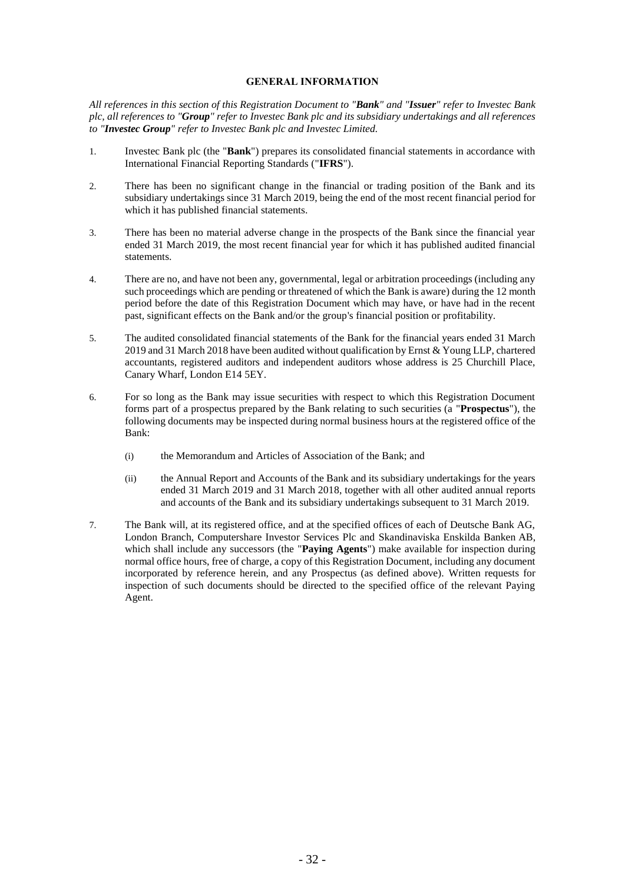## GENERAL INFORMATION

*All references in this section of this Registration Document to "**Bank**" and "**Issuer**" refer to Investec Bank plc, all references to "**Group**" refer to Investec Bank plc and its subsidiary undertakings and all references to "**Investec Group**" refer to Investec Bank plc and Investec Limited.*

1. Investec Bank plc (the "**Bank**") prepares its consolidated financial statements in accordance with International Financial Reporting Standards ("**IFRS**").

2. There has been no significant change in the financial or trading position of the Bank and its subsidiary undertakings since 31 March 2019, being the end of the most recent financial period for which it has published financial statements.

3. There has been no material adverse change in the prospects of the Bank since the financial year ended 31 March 2019, the most recent financial year for which it has published audited financial statements.

4. There are no, and have not been any, governmental, legal or arbitration proceedings (including any such proceedings which are pending or threatened of which the Bank is aware) during the 12 month period before the date of this Registration Document which may have, or have had in the recent past, significant effects on the Bank and/or the group's financial position or profitability.

5. The audited consolidated financial statements of the Bank for the financial years ended 31 March 2019 and 31 March 2018 have been audited without qualification by Ernst & Young LLP, chartered accountants, registered auditors and independent auditors whose address is 25 Churchill Place, Canary Wharf, London E14 5EY.

6. For so long as the Bank may issue securities with respect to which this Registration Document forms part of a prospectus prepared by the Bank relating to such securities (a "**Prospectus**"), the following documents may be inspected during normal business hours at the registered office of the Bank:

   (i) the Memorandum and Articles of Association of the Bank; and

   (ii) the Annual Report and Accounts of the Bank and its subsidiary undertakings for the years ended 31 March 2019 and 31 March 2018, together with all other audited annual reports and accounts of the Bank and its subsidiary undertakings subsequent to 31 March 2019.

7. The Bank will, at its registered office, and at the specified offices of each of Deutsche Bank AG, London Branch, Computershare Investor Services Plc and Skandinaviska Enskilda Banken AB, which shall include any successors (the "**Paying Agents**") make available for inspection during normal office hours, free of charge, a copy of this Registration Document, including any document incorporated by reference herein, and any Prospectus (as defined above). Written requests for inspection of such documents should be directed to the specified office of the relevant Paying Agent.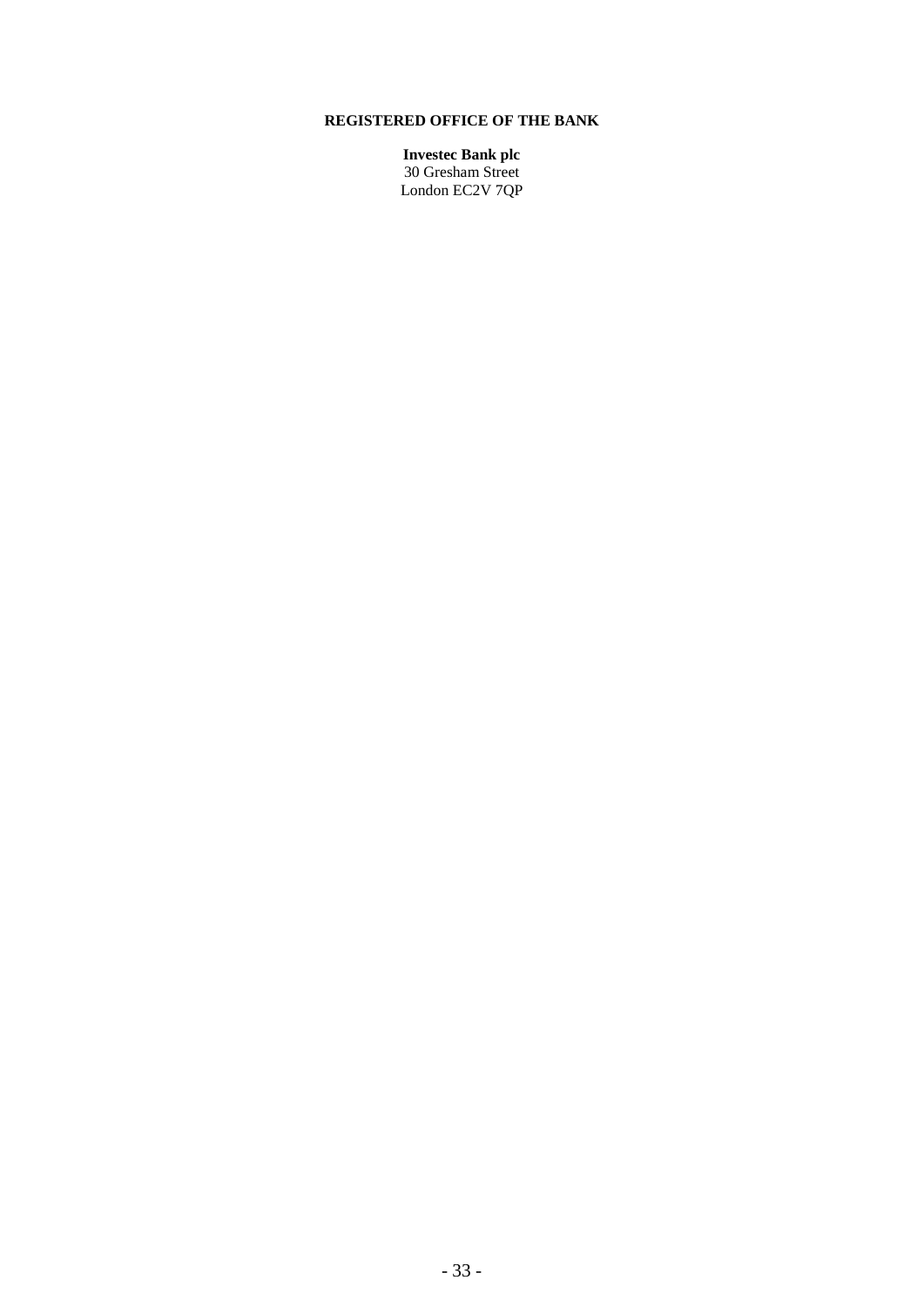## REGISTERED OFFICE OF THE BANK

**Investec Bank plc**
30 Gresham Street
London EC2V 7QP